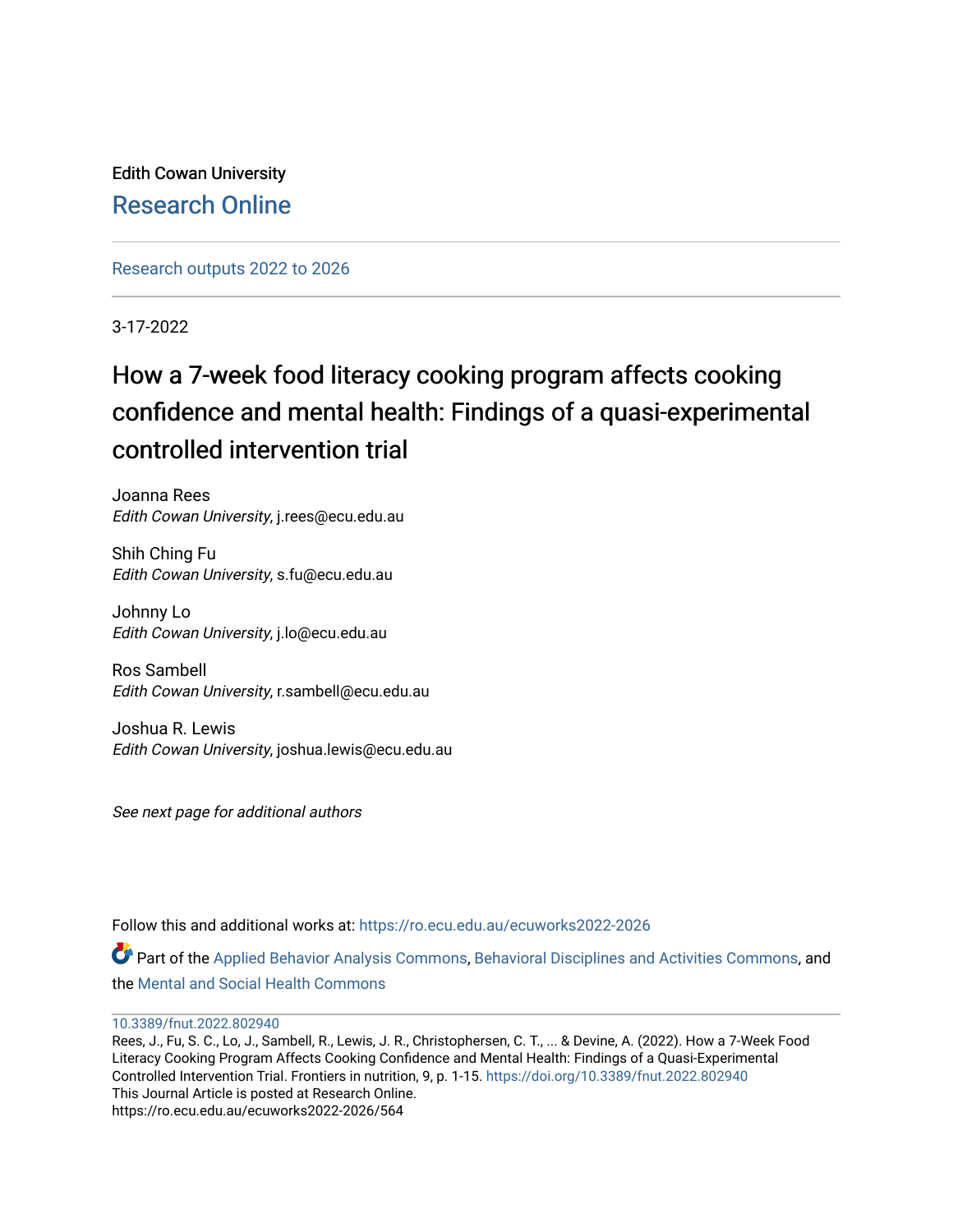Edith Cowan University

Research Online

Research outputs 2022 to 2026

3-17-2022

# How a 7-week food literacy cooking program affects cooking confidence and mental health: Findings of a quasi-experimental controlled intervention trial

Joanna Rees
*Edith Cowan University*, j.rees@ecu.edu.au

Shih Ching Fu
*Edith Cowan University*, s.fu@ecu.edu.au

Johnny Lo
*Edith Cowan University*, j.lo@ecu.edu.au

Ros Sambell
*Edith Cowan University*, r.sambell@ecu.edu.au

Joshua R. Lewis
*Edith Cowan University*, joshua.lewis@ecu.edu.au

*See next page for additional authors*

Follow this and additional works at: https://ro.ecu.edu.au/ecuworks2022-2026

Part of the Applied Behavior Analysis Commons, Behavioral Disciplines and Activities Commons, and the Mental and Social Health Commons

10.3389/fnut.2022.802940

Rees, J., Fu, S. C., Lo, J., Sambell, R., Lewis, J. R., Christophersen, C. T., ... & Devine, A. (2022). How a 7-Week Food Literacy Cooking Program Affects Cooking Confidence and Mental Health: Findings of a Quasi-Experimental Controlled Intervention Trial. Frontiers in nutrition, 9, p. 1-15. https://doi.org/10.3389/fnut.2022.802940

This Journal Article is posted at Research Online.

https://ro.ecu.edu.au/ecuworks2022-2026/564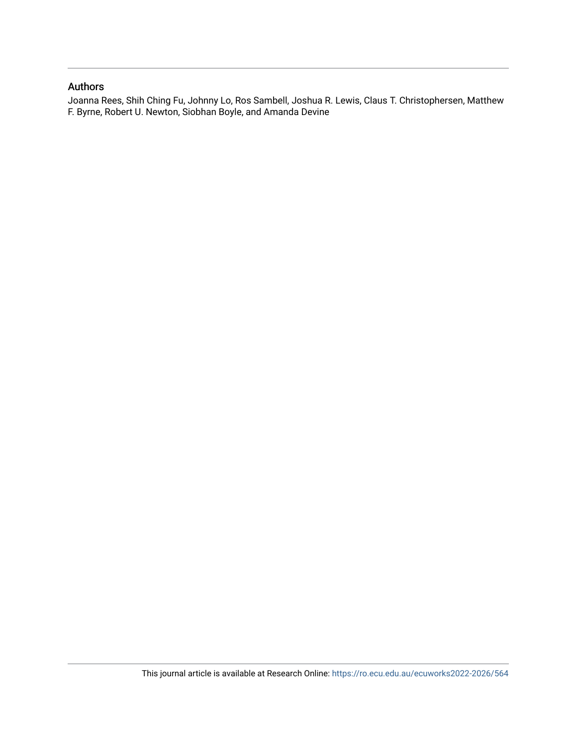## Authors

Joanna Rees, Shih Ching Fu, Johnny Lo, Ros Sambell, Joshua R. Lewis, Claus T. Christophersen, Matthew F. Byrne, Robert U. Newton, Siobhan Boyle, and Amanda Devine

This journal article is available at Research Online: https://ro.ecu.edu.au/ecuworks2022-2026/564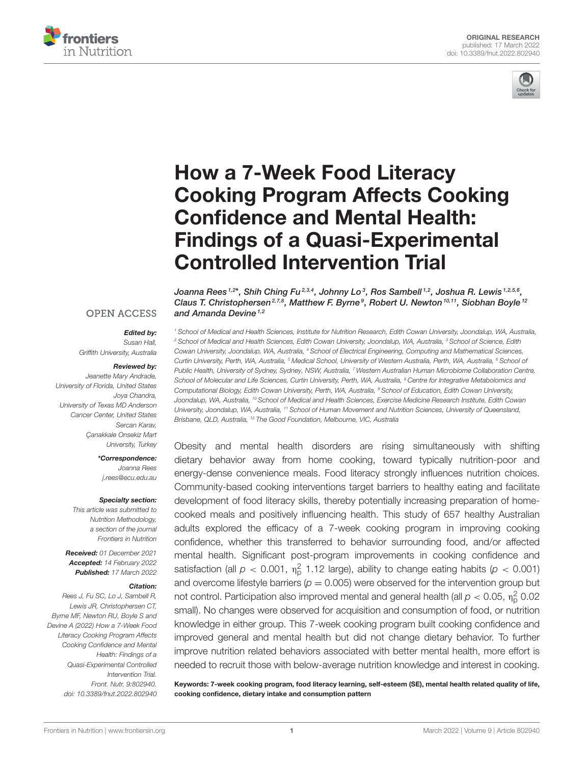ORIGINAL RESEARCH
published: 17 March 2022
doi: 10.3389/fnut.2022.802940

# How a 7-Week Food Literacy Cooking Program Affects Cooking Confidence and Mental Health: Findings of a Quasi-Experimental Controlled Intervention Trial

*Joanna Rees[1,2]*, Shih Ching Fu[2,3,4], Johnny Lo[3], Ros Sambell[1,2], Joshua R. Lewis[1,2,5,6], Claus T. Christophersen[2,7,8], Matthew F. Byrne[9], Robert U. Newton[10,11], Siobhan Boyle[12] and Amanda Devine[1,2]*

[1] School of Medical and Health Sciences, Institute for Nutrition Research, Edith Cowan University, Joondalup, WA, Australia, [2] School of Medical and Health Sciences, Edith Cowan University, Joondalup, WA, Australia, [3] School of Science, Edith Cowan University, Joondalup, WA, Australia, [4] School of Electrical Engineering, Computing and Mathematical Sciences, Curtin University, Perth, WA, Australia, [5] Medical School, University of Western Australia, Perth, WA, Australia, [6] School of Public Health, University of Sydney, Sydney, NSW, Australia, [7] Western Australian Human Microbiome Collaboration Centre, School of Molecular and Life Sciences, Curtin University, Perth, WA, Australia, [8] Centre for Integrative Metabolomics and Computational Biology, Edith Cowan University, Perth, WA, Australia, [9] School of Education, Edith Cowan University, Joondalup, WA, Australia, [10] School of Medical and Health Sciences, Exercise Medicine Research Institute, Edith Cowan University, Joondalup, WA, Australia, [11] School of Human Movement and Nutrition Sciences, University of Queensland, Brisbane, QLD, Australia, [12] The Good Foundation, Melbourne, VIC, Australia

OPEN ACCESS

**Edited by:**
Susan Hall,
Griffith University, Australia

**Reviewed by:**
Jeanette Mary Andrade,
University of Florida, United States
Joya Chandra,
University of Texas MD Anderson Cancer Center, United States
Sercan Karav,
Çanakkale Onsekiz Mart University, Turkey

***Correspondence:**
Joanna Rees
j.rees@ecu.edu.au

**Specialty section:**
This article was submitted to Nutrition Methodology, a section of the journal Frontiers in Nutrition

**Received:** 01 December 2021
**Accepted:** 14 February 2022
**Published:** 17 March 2022

**Citation:**
Rees J, Fu SC, Lo J, Sambell R, Lewis JR, Christophersen CT, Byrne MF, Newton RU, Boyle S and Devine A (2022) How a 7-Week Food Literacy Cooking Program Affects Cooking Confidence and Mental Health: Findings of a Quasi-Experimental Controlled Intervention Trial. Front. Nutr. 9:802940. doi: 10.3389/fnut.2022.802940

Obesity and mental health disorders are rising simultaneously with shifting dietary behavior away from home cooking, toward typically nutrition-poor and energy-dense convenience meals. Food literacy strongly influences nutrition choices. Community-based cooking interventions target barriers to healthy eating and facilitate development of food literacy skills, thereby potentially increasing preparation of home-cooked meals and positively influencing health. This study of 657 healthy Australian adults explored the efficacy of a 7-week cooking program in improving cooking confidence, whether this transferred to behavior surrounding food, and/or affected mental health. Significant post-program improvements in cooking confidence and satisfaction (all $p < 0.001$, $\eta_p^2$ 1.12 large), ability to change eating habits ($p < 0.001$) and overcome lifestyle barriers ($p = 0.005$) were observed for the intervention group but not control. Participation also improved mental and general health (all $p < 0.05$, $\eta_p^2$ 0.02 small). No changes were observed for acquisition and consumption of food, or nutrition knowledge in either group. This 7-week cooking program built cooking confidence and improved general and mental health but did not change dietary behavior. To further improve nutrition related behaviors associated with better mental health, more effort is needed to recruit those with below-average nutrition knowledge and interest in cooking.

**Keywords: 7-week cooking program, food literacy learning, self-esteem (SE), mental health related quality of life, cooking confidence, dietary intake and consumption pattern**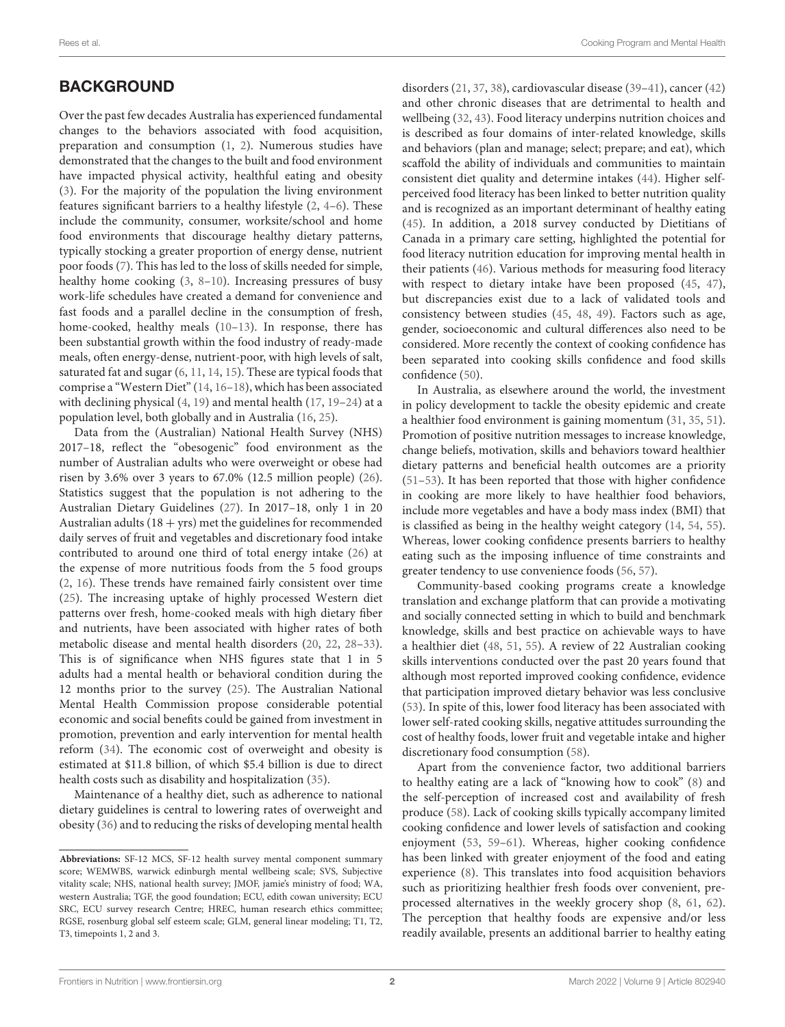## BACKGROUND

Over the past few decades Australia has experienced fundamental changes to the behaviors associated with food acquisition, preparation and consumption (1, 2). Numerous studies have demonstrated that the changes to the built and food environment have impacted physical activity, healthful eating and obesity (3). For the majority of the population the living environment features significant barriers to a healthy lifestyle (2, 4–6). These include the community, consumer, worksite/school and home food environments that discourage healthy dietary patterns, typically stocking a greater proportion of energy dense, nutrient poor foods (7). This has led to the loss of skills needed for simple, healthy home cooking (3, 8–10). Increasing pressures of busy work-life schedules have created a demand for convenience and fast foods and a parallel decline in the consumption of fresh, home-cooked, healthy meals (10–13). In response, there has been substantial growth within the food industry of ready-made meals, often energy-dense, nutrient-poor, with high levels of salt, saturated fat and sugar (6, 11, 14, 15). These are typical foods that comprise a "Western Diet" (14, 16–18), which has been associated with declining physical (4, 19) and mental health (17, 19–24) at a population level, both globally and in Australia (16, 25).

Data from the (Australian) National Health Survey (NHS) 2017–18, reflect the "obesogenic" food environment as the number of Australian adults who were overweight or obese had risen by 3.6% over 3 years to 67.0% (12.5 million people) (26). Statistics suggest that the population is not adhering to the Australian Dietary Guidelines (27). In 2017–18, only 1 in 20 Australian adults (18 + yrs) met the guidelines for recommended daily serves of fruit and vegetables and discretionary food intake contributed to around one third of total energy intake (26) at the expense of more nutritious foods from the 5 food groups (2, 16). These trends have remained fairly consistent over time (25). The increasing uptake of highly processed Western diet patterns over fresh, home-cooked meals with high dietary fiber and nutrients, have been associated with higher rates of both metabolic disease and mental health disorders (20, 22, 28–33). This is of significance when NHS figures state that 1 in 5 adults had a mental health or behavioral condition during the 12 months prior to the survey (25). The Australian National Mental Health Commission propose considerable potential economic and social benefits could be gained from investment in promotion, prevention and early intervention for mental health reform (34). The economic cost of overweight and obesity is estimated at $11.8 billion, of which $5.4 billion is due to direct health costs such as disability and hospitalization (35).

Maintenance of a healthy diet, such as adherence to national dietary guidelines is central to lowering rates of overweight and obesity (36) and to reducing the risks of developing mental health disorders (21, 37, 38), cardiovascular disease (39–41), cancer (42) and other chronic diseases that are detrimental to health and wellbeing (32, 43). Food literacy underpins nutrition choices and is described as four domains of inter-related knowledge, skills and behaviors (plan and manage; select; prepare; and eat), which scaffold the ability of individuals and communities to maintain consistent diet quality and determine intakes (44). Higher self-perceived food literacy has been linked to better nutrition quality and is recognized as an important determinant of healthy eating (45). In addition, a 2018 survey conducted by Dietitians of Canada in a primary care setting, highlighted the potential for food literacy nutrition education for improving mental health in their patients (46). Various methods for measuring food literacy with respect to dietary intake have been proposed (45, 47), but discrepancies exist due to a lack of validated tools and consistency between studies (45, 48, 49). Factors such as age, gender, socioeconomic and cultural differences also need to be considered. More recently the context of cooking confidence has been separated into cooking skills confidence and food skills confidence (50).

In Australia, as elsewhere around the world, the investment in policy development to tackle the obesity epidemic and create a healthier food environment is gaining momentum (31, 35, 51). Promotion of positive nutrition messages to increase knowledge, change beliefs, motivation, skills and behaviors toward healthier dietary patterns and beneficial health outcomes are a priority (51–53). It has been reported that those with higher confidence in cooking are more likely to have healthier food behaviors, include more vegetables and have a body mass index (BMI) that is classified as being in the healthy weight category (14, 54, 55). Whereas, lower cooking confidence presents barriers to healthy eating such as the imposing influence of time constraints and greater tendency to use convenience foods (56, 57).

Community-based cooking programs create a knowledge translation and exchange platform that can provide a motivating and socially connected setting in which to build and benchmark knowledge, skills and best practice on achievable ways to have a healthier diet (48, 51, 55). A review of 22 Australian cooking skills interventions conducted over the past 20 years found that although most reported improved cooking confidence, evidence that participation improved dietary behavior was less conclusive (53). In spite of this, lower food literacy has been associated with lower self-rated cooking skills, negative attitudes surrounding the cost of healthy foods, lower fruit and vegetable intake and higher discretionary food consumption (58).

Apart from the convenience factor, two additional barriers to healthy eating are a lack of "knowing how to cook" (8) and the self-perception of increased cost and availability of fresh produce (58). Lack of cooking skills typically accompany limited cooking confidence and lower levels of satisfaction and cooking enjoyment (53, 59–61). Whereas, higher cooking confidence has been linked with greater enjoyment of the food and eating experience (8). This translates into food acquisition behaviors such as prioritizing healthier fresh foods over convenient, pre-processed alternatives in the weekly grocery shop (8, 61, 62). The perception that healthy foods are expensive and/or less readily available, presents an additional barrier to healthy eating

**Abbreviations:** SF-12 MCS, SF-12 health survey mental component summary score; WEMWBS, warwick edinburgh mental wellbeing scale; SVS, Subjective vitality scale; NHS, national health survey; JMOF, jamie's ministry of food; WA, western Australia; TGF, the good foundation; ECU, edith cowan university; ECU SRC, ECU survey research Centre; HREC, human research ethics committee; RGSE, rosenburg global self esteem scale; GLM, general linear modeling; T1, T2, T3, timepoints 1, 2 and 3.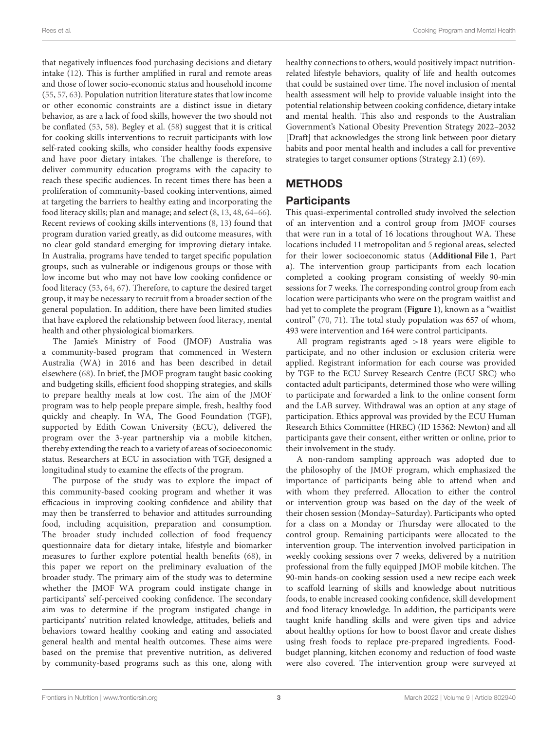that negatively influences food purchasing decisions and dietary intake (12). This is further amplified in rural and remote areas and those of lower socio-economic status and household income (55, 57, 63). Population nutrition literature states that low income or other economic constraints are a distinct issue in dietary behavior, as are a lack of food skills, however the two should not be conflated (53, 58). Begley et al. (58) suggest that it is critical for cooking skills interventions to recruit participants with low self-rated cooking skills, who consider healthy foods expensive and have poor dietary intakes. The challenge is therefore, to deliver community education programs with the capacity to reach these specific audiences. In recent times there has been a proliferation of community-based cooking interventions, aimed at targeting the barriers to healthy eating and incorporating the food literacy skills; plan and manage; and select (8, 13, 48, 64–66). Recent reviews of cooking skills interventions (8, 13) found that program duration varied greatly, as did outcome measures, with no clear gold standard emerging for improving dietary intake. In Australia, programs have tended to target specific population groups, such as vulnerable or indigenous groups or those with low income but who may not have low cooking confidence or food literacy (53, 64, 67). Therefore, to capture the desired target group, it may be necessary to recruit from a broader section of the general population. In addition, there have been limited studies that have explored the relationship between food literacy, mental health and other physiological biomarkers.

The Jamie's Ministry of Food (JMOF) Australia was a community-based program that commenced in Western Australia (WA) in 2016 and has been described in detail elsewhere (68). In brief, the JMOF program taught basic cooking and budgeting skills, efficient food shopping strategies, and skills to prepare healthy meals at low cost. The aim of the JMOF program was to help people prepare simple, fresh, healthy food quickly and cheaply. In WA, The Good Foundation (TGF), supported by Edith Cowan University (ECU), delivered the program over the 3-year partnership via a mobile kitchen, thereby extending the reach to a variety of areas of socioeconomic status. Researchers at ECU in association with TGF, designed a longitudinal study to examine the effects of the program.

The purpose of the study was to explore the impact of this community-based cooking program and whether it was efficacious in improving cooking confidence and ability that may then be transferred to behavior and attitudes surrounding food, including acquisition, preparation and consumption. The broader study included collection of food frequency questionnaire data for dietary intake, lifestyle and biomarker measures to further explore potential health benefits (68), in this paper we report on the preliminary evaluation of the broader study. The primary aim of the study was to determine whether the JMOF WA program could instigate change in participants' self-perceived cooking confidence. The secondary aim was to determine if the program instigated change in participants' nutrition related knowledge, attitudes, beliefs and behaviors toward healthy cooking and eating and associated general health and mental health outcomes. These aims were based on the premise that preventive nutrition, as delivered by community-based programs such as this one, along with healthy connections to others, would positively impact nutrition-related lifestyle behaviors, quality of life and health outcomes that could be sustained over time. The novel inclusion of mental health assessment will help to provide valuable insight into the potential relationship between cooking confidence, dietary intake and mental health. This also and responds to the Australian Government's National Obesity Prevention Strategy 2022–2032 [Draft] that acknowledges the strong link between poor dietary habits and poor mental health and includes a call for preventive strategies to target consumer options (Strategy 2.1) (69).

## METHODS

### Participants

This quasi-experimental controlled study involved the selection of an intervention and a control group from JMOF courses that were run in a total of 16 locations throughout WA. These locations included 11 metropolitan and 5 regional areas, selected for their lower socioeconomic status (**Additional File 1**, Part a). The intervention group participants from each location completed a cooking program consisting of weekly 90-min sessions for 7 weeks. The corresponding control group from each location were participants who were on the program waitlist and had yet to complete the program (**Figure 1**), known as a "waitlist control" (70, 71). The total study population was 657 of whom, 493 were intervention and 164 were control participants.

All program registrants aged >18 years were eligible to participate, and no other inclusion or exclusion criteria were applied. Registrant information for each course was provided by TGF to the ECU Survey Research Centre (ECU SRC) who contacted adult participants, determined those who were willing to participate and forwarded a link to the online consent form and the LAB survey. Withdrawal was an option at any stage of participation. Ethics approval was provided by the ECU Human Research Ethics Committee (HREC) (ID 15362: Newton) and all participants gave their consent, either written or online, prior to their involvement in the study.

A non-random sampling approach was adopted due to the philosophy of the JMOF program, which emphasized the importance of participants being able to attend when and with whom they preferred. Allocation to either the control or intervention group was based on the day of the week of their chosen session (Monday–Saturday). Participants who opted for a class on a Monday or Thursday were allocated to the control group. Remaining participants were allocated to the intervention group. The intervention involved participation in weekly cooking sessions over 7 weeks, delivered by a nutrition professional from the fully equipped JMOF mobile kitchen. The 90-min hands-on cooking session used a new recipe each week to scaffold learning of skills and knowledge about nutritious foods, to enable increased cooking confidence, skill development and food literacy knowledge. In addition, the participants were taught knife handling skills and were given tips and advice about healthy options for how to boost flavor and create dishes using fresh foods to replace pre-prepared ingredients. Food-budget planning, kitchen economy and reduction of food waste were also covered. The intervention group were surveyed at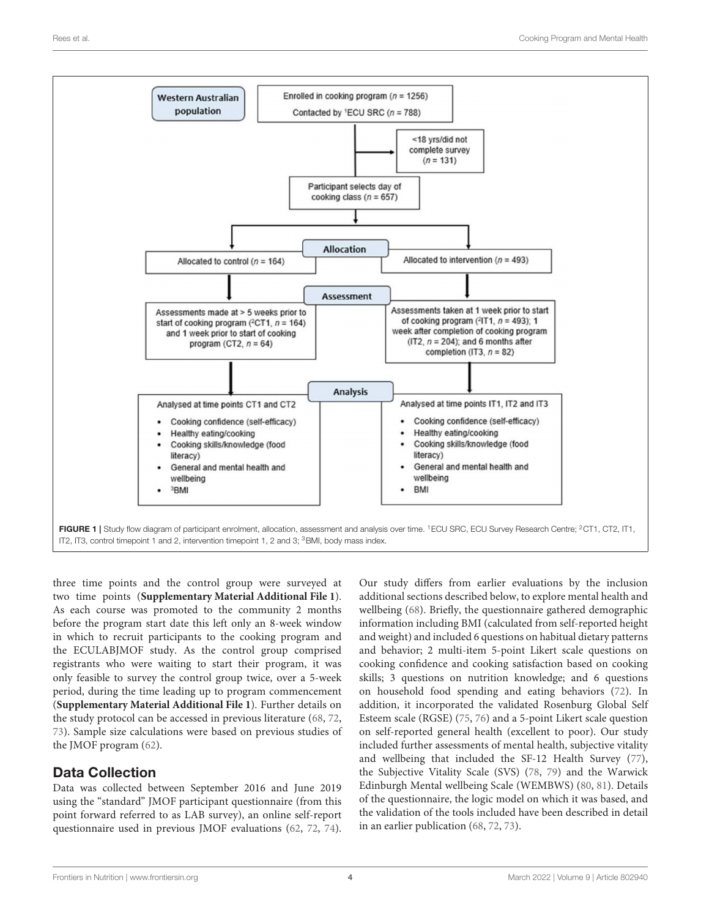Western Australian population

Enrolled in cooking program ($n$ = 1256)
Contacted by [1]ECU SRC ($n$ = 788)

<18 yrs/did not complete survey ($n$ = 131)

Participant selects day of cooking class ($n$ = 657)

**Allocation**

Allocated to control ($n$ = 164)

Allocated to intervention ($n$ = 493)

**Assessment**

Assessments made at > 5 weeks prior to start of cooking program ([2]CT1, $n$ = 164) and 1 week prior to start of cooking program (CT2, $n$ = 64)

Assessments taken at 1 week prior to start of cooking program ([2]IT1, $n$ = 493); 1 week after completion of cooking program (IT2, $n$ = 204); and 6 months after completion (IT3, $n$ = 82)

**Analysis**

Analysed at time points CT1 and CT2

- Cooking confidence (self-efficacy)
- Healthy eating/cooking
- Cooking skills/knowledge (food literacy)
- General and mental health and wellbeing
- [3]BMI

Analysed at time points IT1, IT2 and IT3

- Cooking confidence (self-efficacy)
- Healthy eating/cooking
- Cooking skills/knowledge (food literacy)
- General and mental health and wellbeing
- BMI

**FIGURE 1 |** Study flow diagram of participant enrolment, allocation, assessment and analysis over time. [1]ECU SRC, ECU Survey Research Centre; [2]CT1, CT2, IT1, IT2, IT3, control timepoint 1 and 2, intervention timepoint 1, 2 and 3; [3]BMI, body mass index.

three time points and the control group were surveyed at two time points (**Supplementary Material Additional File 1**). As each course was promoted to the community 2 months before the program start date this left only an 8-week window in which to recruit participants to the cooking program and the ECULABJMOF study. As the control group comprised registrants who were waiting to start their program, it was only feasible to survey the control group twice, over a 5-week period, during the time leading up to program commencement (**Supplementary Material Additional File 1**). Further details on the study protocol can be accessed in previous literature (68, 72, 73). Sample size calculations were based on previous studies of the JMOF program (62).

## Data Collection

Data was collected between September 2016 and June 2019 using the "standard" JMOF participant questionnaire (from this point forward referred to as LAB survey), an online self-report questionnaire used in previous JMOF evaluations (62, 72, 74). Our study differs from earlier evaluations by the inclusion additional sections described below, to explore mental health and wellbeing (68). Briefly, the questionnaire gathered demographic information including BMI (calculated from self-reported height and weight) and included 6 questions on habitual dietary patterns and behavior; 2 multi-item 5-point Likert scale questions on cooking confidence and cooking satisfaction based on cooking skills; 3 questions on nutrition knowledge; and 6 questions on household food spending and eating behaviors (72). In addition, it incorporated the validated Rosenburg Global Self Esteem scale (RGSE) (75, 76) and a 5-point Likert scale question on self-reported general health (excellent to poor). Our study included further assessments of mental health, subjective vitality and wellbeing that included the SF-12 Health Survey (77), the Subjective Vitality Scale (SVS) (78, 79) and the Warwick Edinburgh Mental wellbeing Scale (WEMBWS) (80, 81). Details of the questionnaire, the logic model on which it was based, and the validation of the tools included have been described in detail in an earlier publication (68, 72, 73).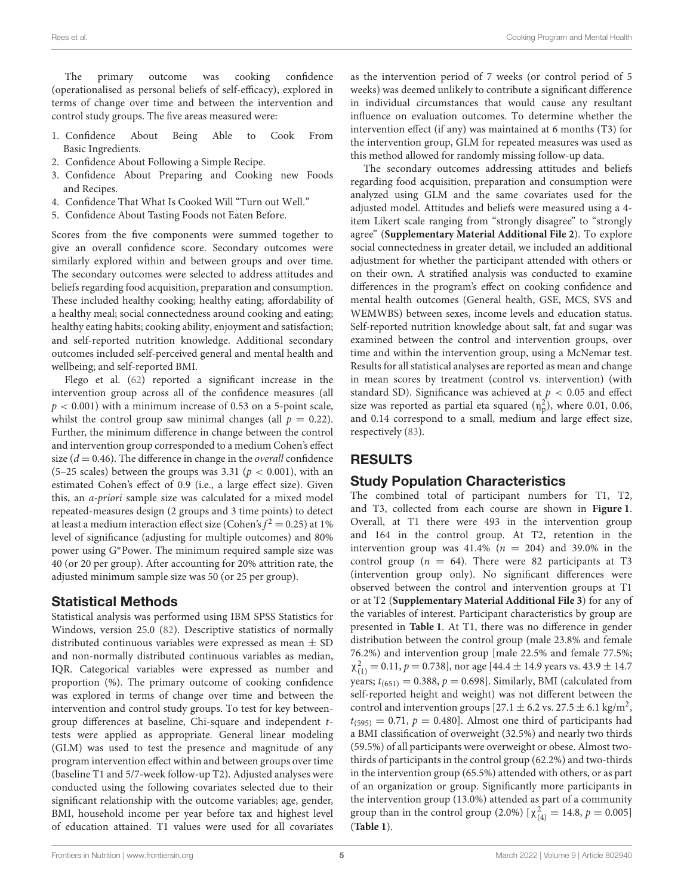The primary outcome was cooking confidence (operationalised as personal beliefs of self-efficacy), explored in terms of change over time and between the intervention and control study groups. The five areas measured were:

1. Confidence About Being Able to Cook From Basic Ingredients.
2. Confidence About Following a Simple Recipe.
3. Confidence About Preparing and Cooking new Foods and Recipes.
4. Confidence That What Is Cooked Will "Turn out Well."
5. Confidence About Tasting Foods not Eaten Before.

Scores from the five components were summed together to give an overall confidence score. Secondary outcomes were similarly explored within and between groups and over time. The secondary outcomes were selected to address attitudes and beliefs regarding food acquisition, preparation and consumption. These included healthy cooking; healthy eating; affordability of a healthy meal; social connectedness around cooking and eating; healthy eating habits; cooking ability, enjoyment and satisfaction; and self-reported nutrition knowledge. Additional secondary outcomes included self-perceived general and mental health and wellbeing; and self-reported BMI.

Flego et al. (62) reported a significant increase in the intervention group across all of the confidence measures (all $p < 0.001$) with a minimum increase of 0.53 on a 5-point scale, whilst the control group saw minimal changes (all $p = 0.22$). Further, the minimum difference in change between the control and intervention group corresponded to a medium Cohen's effect size ($d = 0.46$). The difference in change in the *overall* confidence (5–25 scales) between the groups was 3.31 ($p < 0.001$), with an estimated Cohen's effect of 0.9 (i.e., a large effect size). Given this, an *a-priori* sample size was calculated for a mixed model repeated-measures design (2 groups and 3 time points) to detect at least a medium interaction effect size (Cohen's $f^2 = 0.25$) at 1% level of significance (adjusting for multiple outcomes) and 80% power using G*Power. The minimum required sample size was 40 (or 20 per group). After accounting for 20% attrition rate, the adjusted minimum sample size was 50 (or 25 per group).

## Statistical Methods

Statistical analysis was performed using IBM SPSS Statistics for Windows, version 25.0 (82). Descriptive statistics of normally distributed continuous variables were expressed as mean ± SD and non-normally distributed continuous variables as median, IQR. Categorical variables were expressed as number and proportion (%). The primary outcome of cooking confidence was explored in terms of change over time and between the intervention and control study groups. To test for key between-group differences at baseline, Chi-square and independent *t*-tests were applied as appropriate. General linear modeling (GLM) was used to test the presence and magnitude of any program intervention effect within and between groups over time (baseline T1 and 5/7-week follow-up T2). Adjusted analyses were conducted using the following covariates selected due to their significant relationship with the outcome variables; age, gender, BMI, household income per year before tax and highest level of education attained. T1 values were used for all covariates as the intervention period of 7 weeks (or control period of 5 weeks) was deemed unlikely to contribute a significant difference in individual circumstances that would cause any resultant influence on evaluation outcomes. To determine whether the intervention effect (if any) was maintained at 6 months (T3) for the intervention group, GLM for repeated measures was used as this method allowed for randomly missing follow-up data.

The secondary outcomes addressing attitudes and beliefs regarding food acquisition, preparation and consumption were analyzed using GLM and the same covariates used for the adjusted model. Attitudes and beliefs were measured using a 4-item Likert scale ranging from "strongly disagree" to "strongly agree" (**Supplementary Material Additional File 2**). To explore social connectedness in greater detail, we included an additional adjustment for whether the participant attended with others or on their own. A stratified analysis was conducted to examine differences in the program's effect on cooking confidence and mental health outcomes (General health, GSE, MCS, SVS and WEMWBS) between sexes, income levels and education status. Self-reported nutrition knowledge about salt, fat and sugar was examined between the control and intervention groups, over time and within the intervention group, using a McNemar test. Results for all statistical analyses are reported as mean and change in mean scores by treatment (control vs. intervention) (with standard SD). Significance was achieved at $p < 0.05$ and effect size was reported as partial eta squared ($\eta_p^2$), where 0.01, 0.06, and 0.14 correspond to a small, medium and large effect size, respectively (83).

# RESULTS

## Study Population Characteristics

The combined total of participant numbers for T1, T2, and T3, collected from each course are shown in **Figure 1**. Overall, at T1 there were 493 in the intervention group and 164 in the control group. At T2, retention in the intervention group was 41.4% ($n = 204$) and 39.0% in the control group ($n = 64$). There were 82 participants at T3 (intervention group only). No significant differences were observed between the control and intervention groups at T1 or at T2 (**Supplementary Material Additional File 3**) for any of the variables of interest. Participant characteristics by group are presented in **Table 1**. At T1, there was no difference in gender distribution between the control group (male 23.8% and female 76.2%) and intervention group [male 22.5% and female 77.5%; $\chi^2_{(1)} = 0.11$, $p = 0.738$], nor age [44.4 ± 14.9 years vs. 43.9 ± 14.7 years; $t_{(651)} = 0.388$, $p = 0.698$]. Similarly, BMI (calculated from self-reported height and weight) was not different between the control and intervention groups [27.1 ± 6.2 vs. 27.5 ± 6.1 kg/m$^2$, $t_{(595)} = 0.71$, $p = 0.480$]. Almost one third of participants had a BMI classification of overweight (32.5%) and nearly two thirds (59.5%) of all participants were overweight or obese. Almost two-thirds of participants in the control group (62.2%) and two-thirds in the intervention group (65.5%) attended with others, or as part of an organization or group. Significantly more participants in the intervention group (13.0%) attended as part of a community group than in the control group (2.0%) [$\chi^2_{(4)} = 14.8$, $p = 0.005$] (**Table 1**).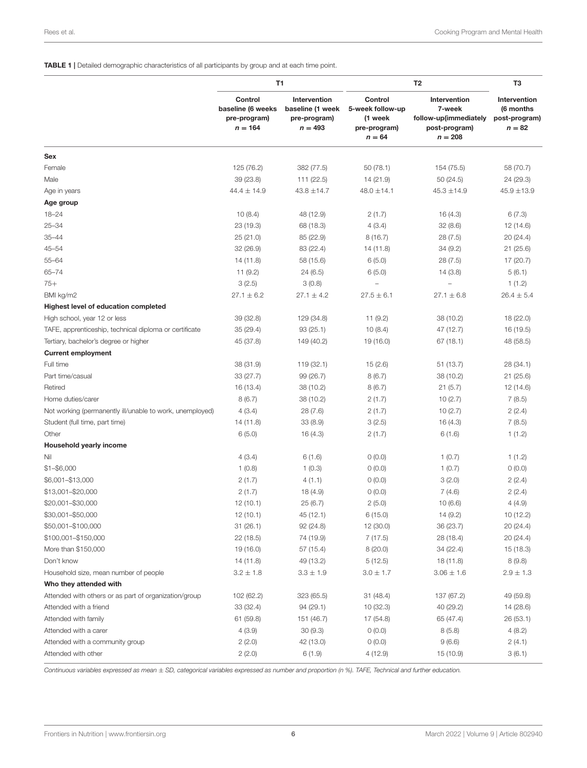**TABLE 1 |** Detailed demographic characteristics of all participants by group and at each time point.

| | T1 | | T2 | | T3 |
|---|---|---|---|---|---|
| | Control baseline (6 weeks pre-program) $n = 164$ | Intervention baseline (1 week pre-program) $n = 493$ | Control 5-week follow-up (1 week pre-program) $n = 64$ | Intervention 7-week follow-up(immediately post-program) $n = 208$ | Intervention (6 months post-program) $n = 82$ |
| **Sex** | | | | | |
| Female | 125 (76.2) | 382 (77.5) | 50 (78.1) | 154 (75.5) | 58 (70.7) |
| Male | 39 (23.8) | 111 (22.5) | 14 (21.9) | 50 (24.5) | 24 (29.3) |
| Age in years | 44.4 ± 14.9 | 43.8 ±14.7 | 48.0 ±14.1 | 45.3 ±14.9 | 45.9 ±13.9 |
| **Age group** | | | | | |
| 18–24 | 10 (8.4) | 48 (12.9) | 2 (1.7) | 16 (4.3) | 6 (7.3) |
| 25–34 | 23 (19.3) | 68 (18.3) | 4 (3.4) | 32 (8.6) | 12 (14.6) |
| 35–44 | 25 (21.0) | 85 (22.9) | 8 (16.7) | 28 (7.5) | 20 (24.4) |
| 45–54 | 32 (26.9) | 83 (22.4) | 14 (11.8) | 34 (9.2) | 21 (25.6) |
| 55–64 | 14 (11.8) | 58 (15.6) | 6 (5.0) | 28 (7.5) | 17 (20.7) |
| 65–74 | 11 (9.2) | 24 (6.5) | 6 (5.0) | 14 (3.8) | 5 (6.1) |
| 75+ | 3 (2.5) | 3 (0.8) | – | – | 1 (1.2) |
| BMI kg/m2 | 27.1 ± 6.2 | 27.1 ± 4.2 | 27.5 ± 6.1 | 27.1 ± 6.8 | 26.4 ± 5.4 |
| **Highest level of education completed** | | | | | |
| High school, year 12 or less | 39 (32.8) | 129 (34.8) | 11 (9.2) | 38 (10.2) | 18 (22.0) |
| TAFE, apprenticeship, technical diploma or certificate | 35 (29.4) | 93 (25.1) | 10 (8.4) | 47 (12.7) | 16 (19.5) |
| Tertiary, bachelor's degree or higher | 45 (37.8) | 149 (40.2) | 19 (16.0) | 67 (18.1) | 48 (58.5) |
| **Current employment** | | | | | |
| Full time | 38 (31.9) | 119 (32.1) | 15 (2.6) | 51 (13.7) | 28 (34.1) |
| Part time/casual | 33 (27.7) | 99 (26.7) | 8 (6.7) | 38 (10.2) | 21 (25.6) |
| Retired | 16 (13.4) | 38 (10.2) | 8 (6.7) | 21 (5.7) | 12 (14.6) |
| Home duties/carer | 8 (6.7) | 38 (10.2) | 2 (1.7) | 10 (2.7) | 7 (8.5) |
| Not working (permanently ill/unable to work, unemployed) | 4 (3.4) | 28 (7.6) | 2 (1.7) | 10 (2.7) | 2 (2.4) |
| Student (full time, part time) | 14 (11.8) | 33 (8.9) | 3 (2.5) | 16 (4.3) | 7 (8.5) |
| Other | 6 (5.0) | 16 (4.3) | 2 (1.7) | 6 (1.6) | 1 (1.2) |
| **Household yearly income** | | | | | |
| Nil | 4 (3.4) | 6 (1.6) | 0 (0.0) | 1 (0.7) | 1 (1.2) |
| $1–$6,000 | 1 (0.8) | 1 (0.3) | 0 (0.0) | 1 (0.7) | 0 (0.0) |
| $6,001–$13,000 | 2 (1.7) | 4 (1.1) | 0 (0.0) | 3 (2.0) | 2 (2.4) |
| $13,001–$20,000 | 2 (1.7) | 18 (4.9) | 0 (0.0) | 7 (4.6) | 2 (2.4) |
| $20,001–$30,000 | 12 (10.1) | 25 (6.7) | 2 (5.0) | 10 (6.6) | 4 (4.9) |
| $30,001–$50,000 | 12 (10.1) | 45 (12.1) | 6 (15.0) | 14 (9.2) | 10 (12.2) |
| $50,001–$100,000 | 31 (26.1) | 92 (24.8) | 12 (30.0) | 36 (23.7) | 20 (24.4) |
| $100,001–$150,000 | 22 (18.5) | 74 (19.9) | 7 (17.5) | 28 (18.4) | 20 (24.4) |
| More than $150,000 | 19 (16.0) | 57 (15.4) | 8 (20.0) | 34 (22.4) | 15 (18.3) |
| Don't know | 14 (11.8) | 49 (13.2) | 5 (12.5) | 18 (11.8) | 8 (9.8) |
| Household size, mean number of people | 3.2 ± 1.8 | 3.3 ± 1.9 | 3.0 ± 1.7 | 3.06 ± 1.6 | 2.9 ± 1.3 |
| **Who they attended with** | | | | | |
| Attended with others or as part of organization/group | 102 (62.2) | 323 (65.5) | 31 (48.4) | 137 (67.2) | 49 (59.8) |
| Attended with a friend | 33 (32.4) | 94 (29.1) | 10 (32.3) | 40 (29.2) | 14 (28.6) |
| Attended with family | 61 (59.8) | 151 (46.7) | 17 (54.8) | 65 (47.4) | 26 (53.1) |
| Attended with a carer | 4 (3.9) | 30 (9.3) | 0 (0.0) | 8 (5.8) | 4 (8.2) |
| Attended with a community group | 2 (2.0) | 42 (13.0) | 0 (0.0) | 9 (6.6) | 2 (4.1) |
| Attended with other | 2 (2.0) | 6 (1.9) | 4 (12.9) | 15 (10.9) | 3 (6.1) |

*Continuous variables expressed as mean ± SD, categorical variables expressed as number and proportion (n %). TAFE, Technical and further education.*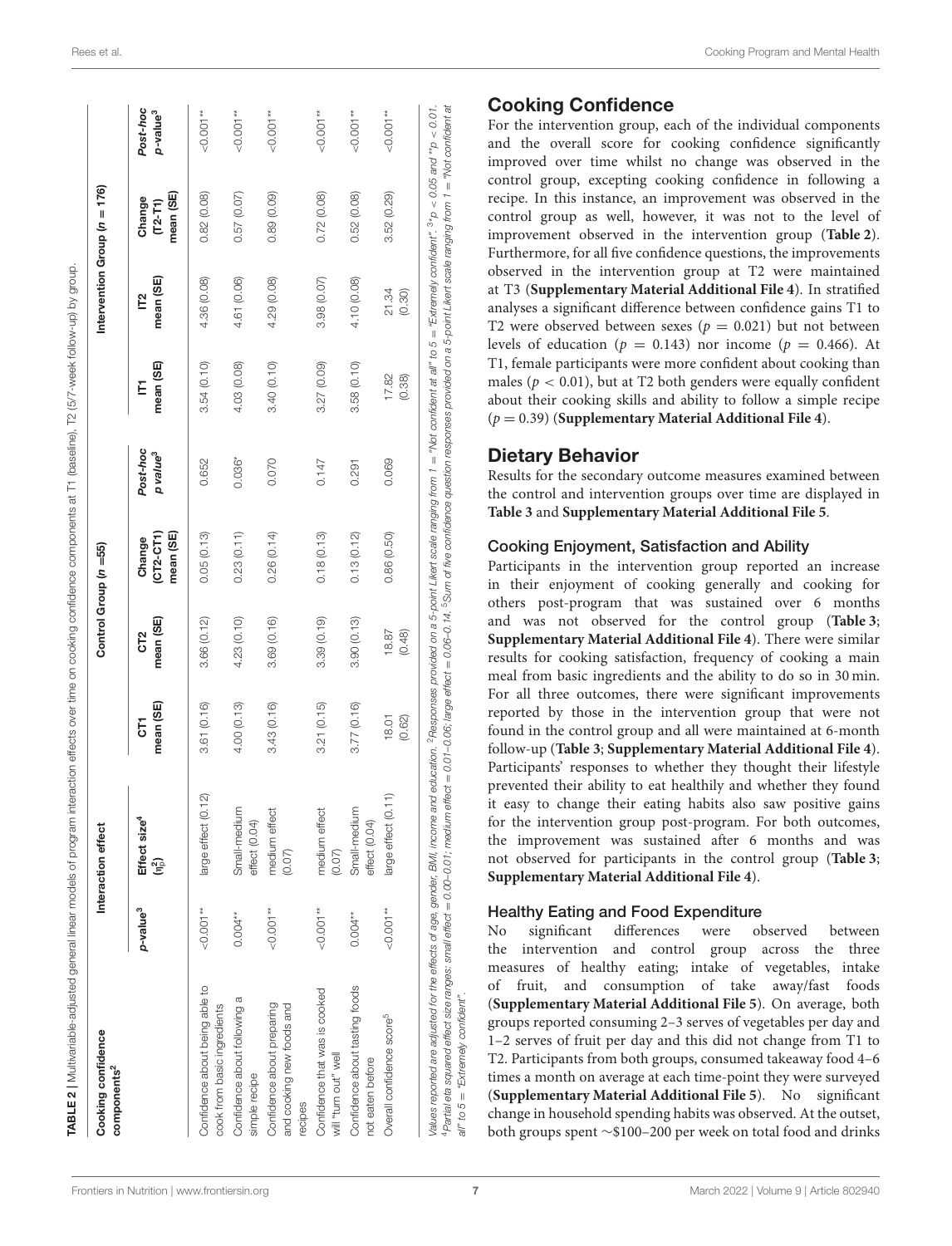**TABLE 2** | Multivariable-adjusted general linear models of program interaction effects over time on cooking confidence components at T1 (baseline), T2 (5/7-week follow-up) by group.

| Cooking confidence components[2] | Interaction effect | | Control Group ($n$ =55) | | | | Intervention Group ($n$ = 176) | | | |
|---|---|---|---|---|---|---|---|---|---|---|
| | $p$-value[3] | Effect size[4] ($\eta_p^2$) | CT1 mean (SE) | CT2 mean (SE) | Change (CT2-CT1) mean (SE) | Post-hoc $p$ value[3] | IT1 mean (SE) | IT2 mean (SE) | Change (T2-T1) mean (SE) | Post-hoc $p$-value[3] |
| Confidence about being able to cook from basic ingredients | <0.001** | large effect (0.12) | 3.61 (0.16) | 3.66 (0.12) | 0.05 (0.13) | 0.652 | 3.54 (0.10) | 4.36 (0.08) | 0.82 (0.08) | <0.001** |
| Confidence about following a simple recipe | 0.004** | Small-medium effect (0.04) | 4.00 (0.13) | 4.23 (0.10) | 0.23 (0.11) | 0.036* | 4.03 (0.08) | 4.61 (0.06) | 0.57 (0.07) | <0.001** |
| Confidence about preparing and cooking new foods and recipes | <0.001** | medium effect (0.07) | 3.43 (0.16) | 3.69 (0.16) | 0.26 (0.14) | 0.070 | 3.40 (0.10) | 4.29 (0.08) | 0.89 (0.09) | <0.001** |
| Confidence that was is cooked will "turn out" well | <0.001** | medium effect (0.07) | 3.21 (0.15) | 3.39 (0.19) | 0.18 (0.13) | 0.147 | 3.27 (0.09) | 3.98 (0.07) | 0.72 (0.08) | <0.001** |
| Confidence about tasting foods not eaten before | 0.004** | Small-medium effect (0.04) | 3.77 (0.16) | 3.90 (0.13) | 0.13 (0.12) | 0.291 | 3.58 (0.10) | 4.10 (0.08) | 0.52 (0.08) | <0.001** |
| Overall confidence score[5] | <0.001** | large effect (0.11) | 18.01 (0.62) | 18.87 (0.48) | 0.86 (0.50) | 0.069 | 17.82 (0.38) | 21.34 (0.30) | 3.52 (0.29) | <0.001** |

Values reported are adjusted for the effects of age, gender, BMI, income and education. [2]Responses provided on a 5-point Likert scale ranging from 1 = "Not confident at all" to 5 = "Extremely confident". [3]*$p$ < 0.05 and **$p$ < 0.01. [4]Partial eta squared effect size ranges: small effect = 0.00–0.01; medium effect = 0.01–0.06; large effect = 0.06–0.14. [5]Sum of five confidence question responses provided on a 5-point Likert scale ranging from 1 = "Not confident at all" to 5 = "Extremely confident".

## Cooking Confidence

For the intervention group, each of the individual components and the overall score for cooking confidence significantly improved over time whilst no change was observed in the control group, excepting cooking confidence in following a recipe. In this instance, an improvement was observed in the control group as well, however, it was not to the level of improvement observed in the intervention group (**Table 2**). Furthermore, for all five confidence questions, the improvements observed in the intervention group at T2 were maintained at T3 (**Supplementary Material Additional File 4**). In stratified analyses a significant difference between confidence gains T1 to T2 were observed between sexes ($p = 0.021$) but not between levels of education ($p = 0.143$) nor income ($p = 0.466$). At T1, female participants were more confident about cooking than males ($p < 0.01$), but at T2 both genders were equally confident about their cooking skills and ability to follow a simple recipe ($p = 0.39$) (**Supplementary Material Additional File 4**).

## Dietary Behavior

Results for the secondary outcome measures examined between the control and intervention groups over time are displayed in **Table 3** and **Supplementary Material Additional File 5**.

### Cooking Enjoyment, Satisfaction and Ability

Participants in the intervention group reported an increase in their enjoyment of cooking generally and cooking for others post-program that was sustained over 6 months and was not observed for the control group (**Table 3**; **Supplementary Material Additional File 4**). There were similar results for cooking satisfaction, frequency of cooking a main meal from basic ingredients and the ability to do so in 30 min. For all three outcomes, there were significant improvements reported by those in the intervention group that were not found in the control group and all were maintained at 6-month follow-up (**Table 3**; **Supplementary Material Additional File 4**). Participants' responses to whether they thought their lifestyle prevented their ability to eat healthily and whether they found it easy to change their eating habits also saw positive gains for the intervention group post-program. For both outcomes, the improvement was sustained after 6 months and was not observed for participants in the control group (**Table 3**; **Supplementary Material Additional File 4**).

### Healthy Eating and Food Expenditure

No significant differences were observed between the intervention and control group across the three measures of healthy eating; intake of vegetables, intake of fruit, and consumption of take away/fast foods (**Supplementary Material Additional File 5**). On average, both groups reported consuming 2–3 serves of vegetables per day and 1–2 serves of fruit per day and this did not change from T1 to T2. Participants from both groups, consumed takeaway food 4–6 times a month on average at each time-point they were surveyed (**Supplementary Material Additional File 5**). No significant change in household spending habits was observed. At the outset, both groups spent ∼\$100–200 per week on total food and drinks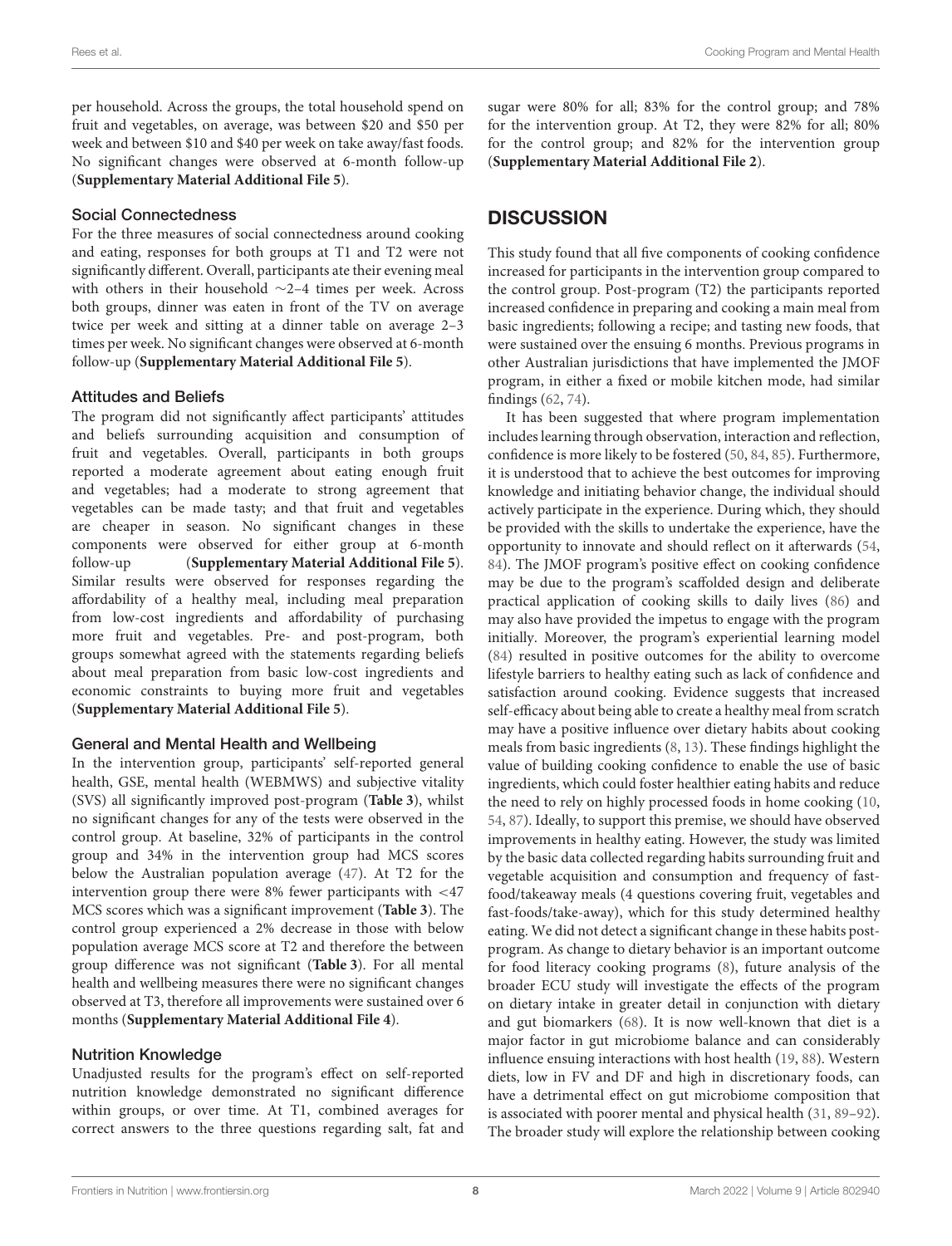per household. Across the groups, the total household spend on fruit and vegetables, on average, was between $20 and $50 per week and between $10 and $40 per week on take away/fast foods. No significant changes were observed at 6-month follow-up (**Supplementary Material Additional File 5**).

### Social Connectedness

For the three measures of social connectedness around cooking and eating, responses for both groups at T1 and T2 were not significantly different. Overall, participants ate their evening meal with others in their household ∼2–4 times per week. Across both groups, dinner was eaten in front of the TV on average twice per week and sitting at a dinner table on average 2–3 times per week. No significant changes were observed at 6-month follow-up (**Supplementary Material Additional File 5**).

### Attitudes and Beliefs

The program did not significantly affect participants' attitudes and beliefs surrounding acquisition and consumption of fruit and vegetables. Overall, participants in both groups reported a moderate agreement about eating enough fruit and vegetables; had a moderate to strong agreement that vegetables can be made tasty; and that fruit and vegetables are cheaper in season. No significant changes in these components were observed for either group at 6-month follow-up (**Supplementary Material Additional File 5**). Similar results were observed for responses regarding the affordability of a healthy meal, including meal preparation from low-cost ingredients and affordability of purchasing more fruit and vegetables. Pre- and post-program, both groups somewhat agreed with the statements regarding beliefs about meal preparation from basic low-cost ingredients and economic constraints to buying more fruit and vegetables (**Supplementary Material Additional File 5**).

### General and Mental Health and Wellbeing

In the intervention group, participants' self-reported general health, GSE, mental health (WEBMWS) and subjective vitality (SVS) all significantly improved post-program (**Table 3**), whilst no significant changes for any of the tests were observed in the control group. At baseline, 32% of participants in the control group and 34% in the intervention group had MCS scores below the Australian population average (47). At T2 for the intervention group there were 8% fewer participants with <47 MCS scores which was a significant improvement (**Table 3**). The control group experienced a 2% decrease in those with below population average MCS score at T2 and therefore the between group difference was not significant (**Table 3**). For all mental health and wellbeing measures there were no significant changes observed at T3, therefore all improvements were sustained over 6 months (**Supplementary Material Additional File 4**).

### Nutrition Knowledge

Unadjusted results for the program's effect on self-reported nutrition knowledge demonstrated no significant difference within groups, or over time. At T1, combined averages for correct answers to the three questions regarding salt, fat and sugar were 80% for all; 83% for the control group; and 78% for the intervention group. At T2, they were 82% for all; 80% for the control group; and 82% for the intervention group (**Supplementary Material Additional File 2**).

## DISCUSSION

This study found that all five components of cooking confidence increased for participants in the intervention group compared to the control group. Post-program (T2) the participants reported increased confidence in preparing and cooking a main meal from basic ingredients; following a recipe; and tasting new foods, that were sustained over the ensuing 6 months. Previous programs in other Australian jurisdictions that have implemented the JMOF program, in either a fixed or mobile kitchen mode, had similar findings (62, 74).

It has been suggested that where program implementation includes learning through observation, interaction and reflection, confidence is more likely to be fostered (50, 84, 85). Furthermore, it is understood that to achieve the best outcomes for improving knowledge and initiating behavior change, the individual should actively participate in the experience. During which, they should be provided with the skills to undertake the experience, have the opportunity to innovate and should reflect on it afterwards (54, 84). The JMOF program's positive effect on cooking confidence may be due to the program's scaffolded design and deliberate practical application of cooking skills to daily lives (86) and may also have provided the impetus to engage with the program initially. Moreover, the program's experiential learning model (84) resulted in positive outcomes for the ability to overcome lifestyle barriers to healthy eating such as lack of confidence and satisfaction around cooking. Evidence suggests that increased self-efficacy about being able to create a healthy meal from scratch may have a positive influence over dietary habits about cooking meals from basic ingredients (8, 13). These findings highlight the value of building cooking confidence to enable the use of basic ingredients, which could foster healthier eating habits and reduce the need to rely on highly processed foods in home cooking (10, 54, 87). Ideally, to support this premise, we should have observed improvements in healthy eating. However, the study was limited by the basic data collected regarding habits surrounding fruit and vegetable acquisition and consumption and frequency of fast-food/takeaway meals (4 questions covering fruit, vegetables and fast-foods/take-away), which for this study determined healthy eating. We did not detect a significant change in these habits post-program. As change to dietary behavior is an important outcome for food literacy cooking programs (8), future analysis of the broader ECU study will investigate the effects of the program on dietary intake in greater detail in conjunction with dietary and gut biomarkers (68). It is now well-known that diet is a major factor in gut microbiome balance and can considerably influence ensuing interactions with host health (19, 88). Western diets, low in FV and DF and high in discretionary foods, can have a detrimental effect on gut microbiome composition that is associated with poorer mental and physical health (31, 89–92). The broader study will explore the relationship between cooking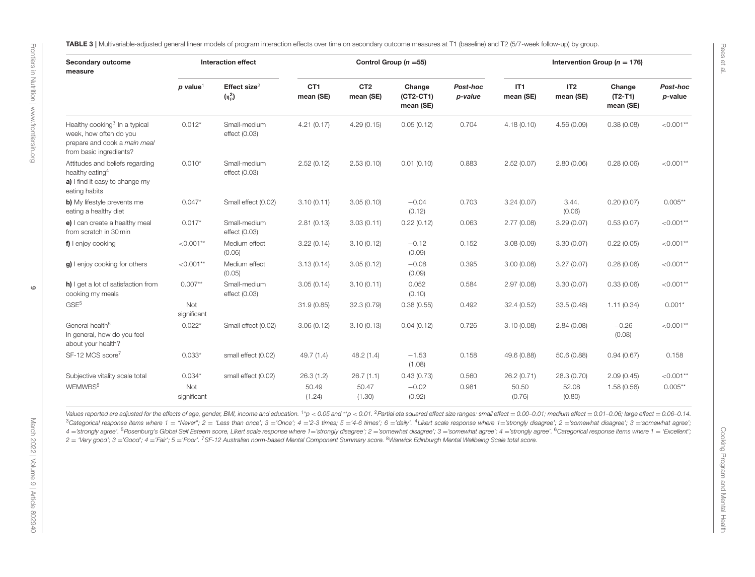**TABLE 3 |** Multivariable-adjusted general linear models of program interaction effects over time on secondary outcome measures at T1 (baseline) and T2 (5/7-week follow-up) by group.

| Secondary outcome measure | Interaction effect | | Control Group ($n$ =55) | | | | Intervention Group ($n$ = 176) | | | |
|---|---|---|---|---|---|---|---|---|---|---|
| | $p$ value[1] | Effect size[2] ($\eta_p^2$) | CT1 mean (SE) | CT2 mean (SE) | Change (CT2-CT1) mean (SE) | *Post-hoc p-value* | IT1 mean (SE) | IT2 mean (SE) | Change (T2-T1) mean (SE) | *Post-hoc* $p$-value |
| Healthy cooking[3] In a typical week, how often do you prepare and cook a *main meal* from basic ingredients? | 0.012* | Small-medium effect (0.03) | 4.21 (0.17) | 4.29 (0.15) | 0.05 (0.12) | 0.704 | 4.18 (0.10) | 4.56 (0.09) | 0.38 (0.08) | <0.001** |
| Attitudes and beliefs regarding healthy eating[4] **a)** I find it easy to change my eating habits | 0.010* | Small-medium effect (0.03) | 2.52 (0.12) | 2.53 (0.10) | 0.01 (0.10) | 0.883 | 2.52 (0.07) | 2.80 (0.06) | 0.28 (0.06) | <0.001** |
| **b)** My lifestyle prevents me eating a healthy diet | 0.047* | Small effect (0.02) | 3.10 (0.11) | 3.05 (0.10) | −0.04 (0.12) | 0.703 | 3.24 (0.07) | 3.44. (0.06) | 0.20 (0.07) | 0.005** |
| **e)** I can create a healthy meal from scratch in 30 min | 0.017* | Small-medium effect (0.03) | 2.81 (0.13) | 3.03 (0.11) | 0.22 (0.12) | 0.063 | 2.77 (0.08) | 3.29 (0.07) | 0.53 (0.07) | <0.001** |
| **f)** I enjoy cooking | <0.001** | Medium effect (0.06) | 3.22 (0.14) | 3.10 (0.12) | −0.12 (0.09) | 0.152 | 3.08 (0.09) | 3.30 (0.07) | 0.22 (0.05) | <0.001** |
| **g)** I enjoy cooking for others | <0.001** | Medium effect (0.05) | 3.13 (0.14) | 3.05 (0.12) | −0.08 (0.09) | 0.395 | 3.00 (0.08) | 3.27 (0.07) | 0.28 (0.06) | <0.001** |
| **h)** I get a lot of satisfaction from cooking my meals | 0.007** | Small-medium effect (0.03) | 3.05 (0.14) | 3.10 (0.11) | 0.052 (0.10) | 0.584 | 2.97 (0.08) | 3.30 (0.07) | 0.33 (0.06) | <0.001** |
| GSE[5] | Not significant | | 31.9 (0.85) | 32.3 (0.79) | 0.38 (0.55) | 0.492 | 32.4 (0.52) | 33.5 (0.48) | 1.11 (0.34) | 0.001* |
| General health[6] In general, how do you feel about your health? | 0.022* | Small effect (0.02) | 3.06 (0.12) | 3.10 (0.13) | 0.04 (0.12) | 0.726 | 3.10 (0.08) | 2.84 (0.08) | −0.26 (0.08) | <0.001** |
| SF-12 MCS score[7] | 0.033* | small effect (0.02) | 49.7 (1.4) | 48.2 (1.4) | −1.53 (1.08) | 0.158 | 49.6 (0.88) | 50.6 (0.88) | 0.94 (0.67) | 0.158 |
| Subjective vitality scale total | 0.034* | small effect (0.02) | 26.3 (1.2) | 26.7 (1.1) | 0.43 (0.73) | 0.560 | 26.2 (0.71) | 28.3 (0.70) | 2.09 (0.45) | <0.001** |
| WEMWBS[8] | Not significant | | 50.49 (1.24) | 50.47 (1.30) | −0.02 (0.92) | 0.981 | 50.50 (0.76) | 52.08 (0.80) | 1.58 (0.56) | 0.005** |

*Values reported are adjusted for the effects of age, gender, BMI, income and education.* [1]*$p < 0.05$ and **$p < 0.01$. [2]*Partial eta squared effect size ranges: small effect = 0.00–0.01; medium effect = 0.01–0.06; large effect = 0.06–0.14.* [3]*Categorical response items where 1 = "Never"; 2 = 'Less than once'; 3 ='Once'; 4 ='2-3 times; 5 ='4-6 times'; 6 ='daily'.* [4]*Likert scale response where 1='strongly disagree'; 2 ='somewhat disagree'; 3 ='somewhat agree'; 4 ='strongly agree'.* [5]*Rosenburg's Global Self Esteem score, Likert scale response where 1='strongly disagree'; 2 ='somewhat disagree'; 3 ='somewhat agree'; 4 ='strongly agree'.* [6]*Categorical response items where 1 = 'Excellent'; 2 = 'Very good'; 3 ='Good'; 4 ='Fair'; 5 ='Poor'.* [7]*SF-12 Australian norm-based Mental Component Summary score.* [8]*Warwick Edinburgh Mental Wellbeing Scale total score.*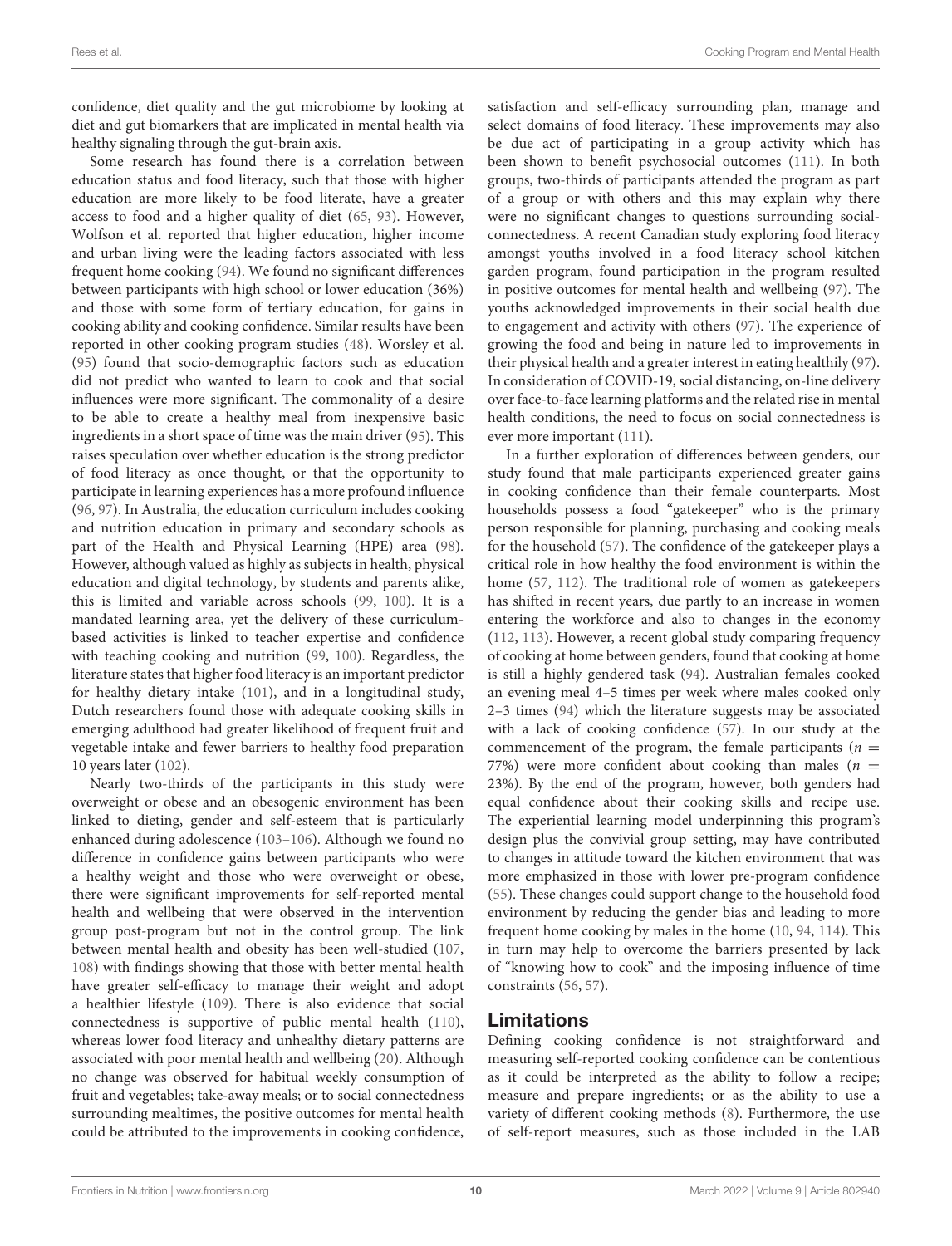confidence, diet quality and the gut microbiome by looking at diet and gut biomarkers that are implicated in mental health via healthy signaling through the gut-brain axis.

Some research has found there is a correlation between education status and food literacy, such that those with higher education are more likely to be food literate, have a greater access to food and a higher quality of diet (65, 93). However, Wolfson et al. reported that higher education, higher income and urban living were the leading factors associated with less frequent home cooking (94). We found no significant differences between participants with high school or lower education (36%) and those with some form of tertiary education, for gains in cooking ability and cooking confidence. Similar results have been reported in other cooking program studies (48). Worsley et al. (95) found that socio-demographic factors such as education did not predict who wanted to learn to cook and that social influences were more significant. The commonality of a desire to be able to create a healthy meal from inexpensive basic ingredients in a short space of time was the main driver (95). This raises speculation over whether education is the strong predictor of food literacy as once thought, or that the opportunity to participate in learning experiences has a more profound influence (96, 97). In Australia, the education curriculum includes cooking and nutrition education in primary and secondary schools as part of the Health and Physical Learning (HPE) area (98). However, although valued as highly as subjects in health, physical education and digital technology, by students and parents alike, this is limited and variable across schools (99, 100). It is a mandated learning area, yet the delivery of these curriculum-based activities is linked to teacher expertise and confidence with teaching cooking and nutrition (99, 100). Regardless, the literature states that higher food literacy is an important predictor for healthy dietary intake (101), and in a longitudinal study, Dutch researchers found those with adequate cooking skills in emerging adulthood had greater likelihood of frequent fruit and vegetable intake and fewer barriers to healthy food preparation 10 years later (102).

Nearly two-thirds of the participants in this study were overweight or obese and an obesogenic environment has been linked to dieting, gender and self-esteem that is particularly enhanced during adolescence (103–106). Although we found no difference in confidence gains between participants who were a healthy weight and those who were overweight or obese, there were significant improvements for self-reported mental health and wellbeing that were observed in the intervention group post-program but not in the control group. The link between mental health and obesity has been well-studied (107, 108) with findings showing that those with better mental health have greater self-efficacy to manage their weight and adopt a healthier lifestyle (109). There is also evidence that social connectedness is supportive of public mental health (110), whereas lower food literacy and unhealthy dietary patterns are associated with poor mental health and wellbeing (20). Although no change was observed for habitual weekly consumption of fruit and vegetables; take-away meals; or to social connectedness surrounding mealtimes, the positive outcomes for mental health could be attributed to the improvements in cooking confidence, satisfaction and self-efficacy surrounding plan, manage and select domains of food literacy. These improvements may also be due act of participating in a group activity which has been shown to benefit psychosocial outcomes (111). In both groups, two-thirds of participants attended the program as part of a group or with others and this may explain why there were no significant changes to questions surrounding social-connectedness. A recent Canadian study exploring food literacy amongst youths involved in a food literacy school kitchen garden program, found participation in the program resulted in positive outcomes for mental health and wellbeing (97). The youths acknowledged improvements in their social health due to engagement and activity with others (97). The experience of growing the food and being in nature led to improvements in their physical health and a greater interest in eating healthily (97). In consideration of COVID-19, social distancing, on-line delivery over face-to-face learning platforms and the related rise in mental health conditions, the need to focus on social connectedness is ever more important (111).

In a further exploration of differences between genders, our study found that male participants experienced greater gains in cooking confidence than their female counterparts. Most households possess a food "gatekeeper" who is the primary person responsible for planning, purchasing and cooking meals for the household (57). The confidence of the gatekeeper plays a critical role in how healthy the food environment is within the home (57, 112). The traditional role of women as gatekeepers has shifted in recent years, due partly to an increase in women entering the workforce and also to changes in the economy (112, 113). However, a recent global study comparing frequency of cooking at home between genders, found that cooking at home is still a highly gendered task (94). Australian females cooked an evening meal 4–5 times per week where males cooked only 2–3 times (94) which the literature suggests may be associated with a lack of cooking confidence (57). In our study at the commencement of the program, the female participants ($n$ = 77%) were more confident about cooking than males ($n$ = 23%). By the end of the program, however, both genders had equal confidence about their cooking skills and recipe use. The experiential learning model underpinning this program's design plus the convivial group setting, may have contributed to changes in attitude toward the kitchen environment that was more emphasized in those with lower pre-program confidence (55). These changes could support change to the household food environment by reducing the gender bias and leading to more frequent home cooking by males in the home (10, 94, 114). This in turn may help to overcome the barriers presented by lack of "knowing how to cook" and the imposing influence of time constraints (56, 57).

## Limitations

Defining cooking confidence is not straightforward and measuring self-reported cooking confidence can be contentious as it could be interpreted as the ability to follow a recipe; measure and prepare ingredients; or as the ability to use a variety of different cooking methods (8). Furthermore, the use of self-report measures, such as those included in the LAB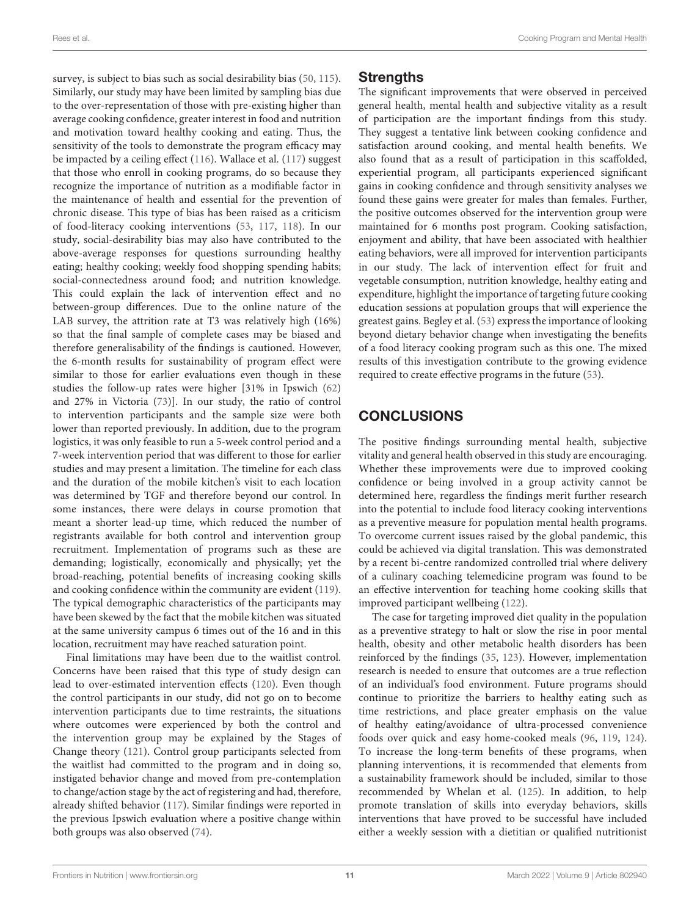survey, is subject to bias such as social desirability bias (50, 115). Similarly, our study may have been limited by sampling bias due to the over-representation of those with pre-existing higher than average cooking confidence, greater interest in food and nutrition and motivation toward healthy cooking and eating. Thus, the sensitivity of the tools to demonstrate the program efficacy may be impacted by a ceiling effect (116). Wallace et al. (117) suggest that those who enroll in cooking programs, do so because they recognize the importance of nutrition as a modifiable factor in the maintenance of health and essential for the prevention of chronic disease. This type of bias has been raised as a criticism of food-literacy cooking interventions (53, 117, 118). In our study, social-desirability bias may also have contributed to the above-average responses for questions surrounding healthy eating; healthy cooking; weekly food shopping spending habits; social-connectedness around food; and nutrition knowledge. This could explain the lack of intervention effect and no between-group differences. Due to the online nature of the LAB survey, the attrition rate at T3 was relatively high (16%) so that the final sample of complete cases may be biased and therefore generalisability of the findings is cautioned. However, the 6-month results for sustainability of program effect were similar to those for earlier evaluations even though in these studies the follow-up rates were higher [31% in Ipswich (62) and 27% in Victoria (73)]. In our study, the ratio of control to intervention participants and the sample size were both lower than reported previously. In addition, due to the program logistics, it was only feasible to run a 5-week control period and a 7-week intervention period that was different to those for earlier studies and may present a limitation. The timeline for each class and the duration of the mobile kitchen's visit to each location was determined by TGF and therefore beyond our control. In some instances, there were delays in course promotion that meant a shorter lead-up time, which reduced the number of registrants available for both control and intervention group recruitment. Implementation of programs such as these are demanding; logistically, economically and physically; yet the broad-reaching, potential benefits of increasing cooking skills and cooking confidence within the community are evident (119). The typical demographic characteristics of the participants may have been skewed by the fact that the mobile kitchen was situated at the same university campus 6 times out of the 16 and in this location, recruitment may have reached saturation point.

Final limitations may have been due to the waitlist control. Concerns have been raised that this type of study design can lead to over-estimated intervention effects (120). Even though the control participants in our study, did not go on to become intervention participants due to time restraints, the situations where outcomes were experienced by both the control and the intervention group may be explained by the Stages of Change theory (121). Control group participants selected from the waitlist had committed to the program and in doing so, instigated behavior change and moved from pre-contemplation to change/action stage by the act of registering and had, therefore, already shifted behavior (117). Similar findings were reported in the previous Ipswich evaluation where a positive change within both groups was also observed (74).

## Strengths

The significant improvements that were observed in perceived general health, mental health and subjective vitality as a result of participation are the important findings from this study. They suggest a tentative link between cooking confidence and satisfaction around cooking, and mental health benefits. We also found that as a result of participation in this scaffolded, experiential program, all participants experienced significant gains in cooking confidence and through sensitivity analyses we found these gains were greater for males than females. Further, the positive outcomes observed for the intervention group were maintained for 6 months post program. Cooking satisfaction, enjoyment and ability, that have been associated with healthier eating behaviors, were all improved for intervention participants in our study. The lack of intervention effect for fruit and vegetable consumption, nutrition knowledge, healthy eating and expenditure, highlight the importance of targeting future cooking education sessions at population groups that will experience the greatest gains. Begley et al. (53) express the importance of looking beyond dietary behavior change when investigating the benefits of a food literacy cooking program such as this one. The mixed results of this investigation contribute to the growing evidence required to create effective programs in the future (53).

# CONCLUSIONS

The positive findings surrounding mental health, subjective vitality and general health observed in this study are encouraging. Whether these improvements were due to improved cooking confidence or being involved in a group activity cannot be determined here, regardless the findings merit further research into the potential to include food literacy cooking interventions as a preventive measure for population mental health programs. To overcome current issues raised by the global pandemic, this could be achieved via digital translation. This was demonstrated by a recent bi-centre randomized controlled trial where delivery of a culinary coaching telemedicine program was found to be an effective intervention for teaching home cooking skills that improved participant wellbeing (122).

The case for targeting improved diet quality in the population as a preventive strategy to halt or slow the rise in poor mental health, obesity and other metabolic health disorders has been reinforced by the findings (35, 123). However, implementation research is needed to ensure that outcomes are a true reflection of an individual's food environment. Future programs should continue to prioritize the barriers to healthy eating such as time restrictions, and place greater emphasis on the value of healthy eating/avoidance of ultra-processed convenience foods over quick and easy home-cooked meals (96, 119, 124). To increase the long-term benefits of these programs, when planning interventions, it is recommended that elements from a sustainability framework should be included, similar to those recommended by Whelan et al. (125). In addition, to help promote translation of skills into everyday behaviors, skills interventions that have proved to be successful have included either a weekly session with a dietitian or qualified nutritionist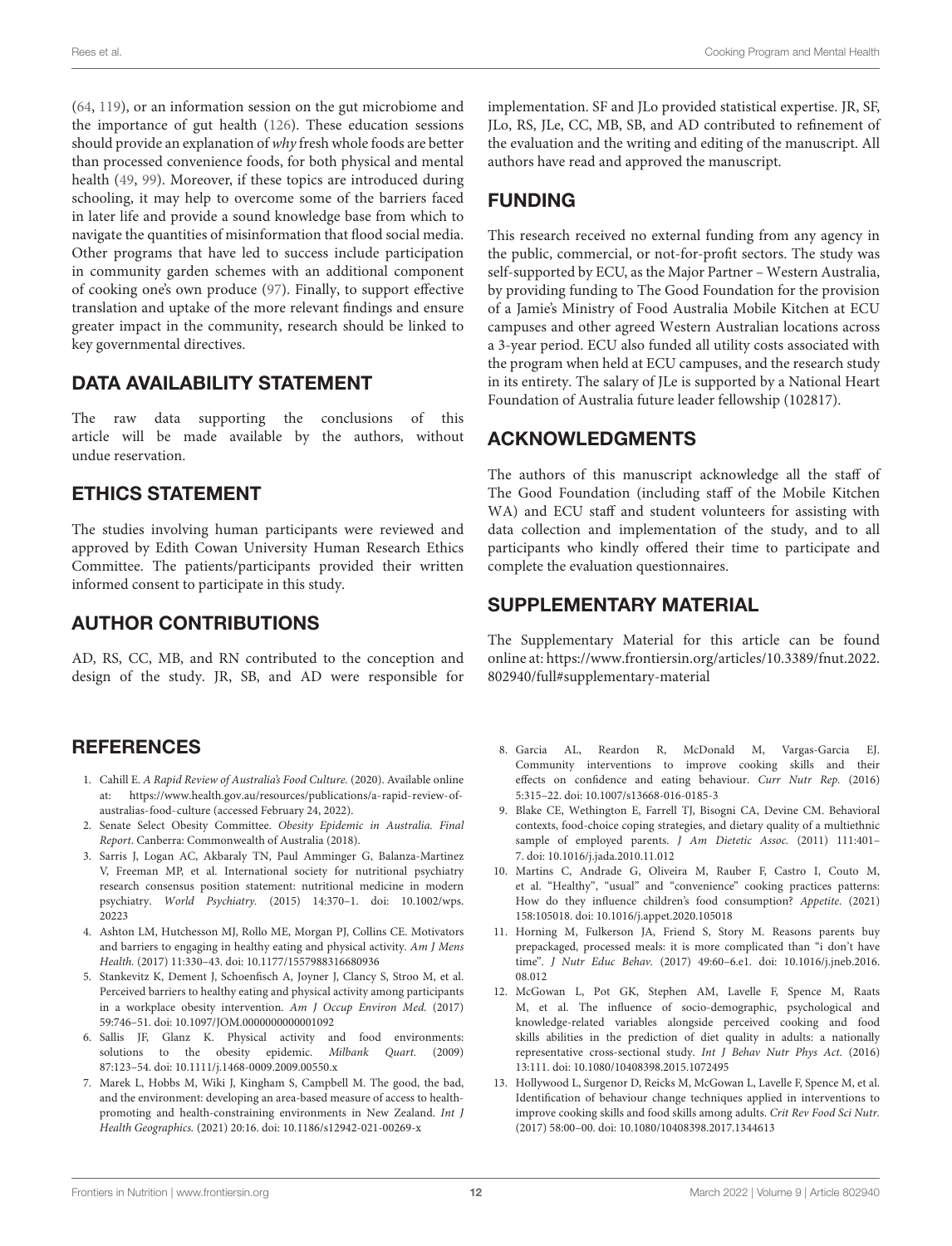(64, 119), or an information session on the gut microbiome and the importance of gut health (126). These education sessions should provide an explanation of *why* fresh whole foods are better than processed convenience foods, for both physical and mental health (49, 99). Moreover, if these topics are introduced during schooling, it may help to overcome some of the barriers faced in later life and provide a sound knowledge base from which to navigate the quantities of misinformation that flood social media. Other programs that have led to success include participation in community garden schemes with an additional component of cooking one's own produce (97). Finally, to support effective translation and uptake of the more relevant findings and ensure greater impact in the community, research should be linked to key governmental directives.

## DATA AVAILABILITY STATEMENT

The raw data supporting the conclusions of this article will be made available by the authors, without undue reservation.

## ETHICS STATEMENT

The studies involving human participants were reviewed and approved by Edith Cowan University Human Research Ethics Committee. The patients/participants provided their written informed consent to participate in this study.

## AUTHOR CONTRIBUTIONS

AD, RS, CC, MB, and RN contributed to the conception and design of the study. JR, SB, and AD were responsible for implementation. SF and JLo provided statistical expertise. JR, SF, JLo, RS, JLe, CC, MB, SB, and AD contributed to refinement of the evaluation and the writing and editing of the manuscript. All authors have read and approved the manuscript.

## FUNDING

This research received no external funding from any agency in the public, commercial, or not-for-profit sectors. The study was self-supported by ECU, as the Major Partner – Western Australia, by providing funding to The Good Foundation for the provision of a Jamie's Ministry of Food Australia Mobile Kitchen at ECU campuses and other agreed Western Australian locations across a 3-year period. ECU also funded all utility costs associated with the program when held at ECU campuses, and the research study in its entirety. The salary of JLe is supported by a National Heart Foundation of Australia future leader fellowship (102817).

## ACKNOWLEDGMENTS

The authors of this manuscript acknowledge all the staff of The Good Foundation (including staff of the Mobile Kitchen WA) and ECU staff and student volunteers for assisting with data collection and implementation of the study, and to all participants who kindly offered their time to participate and complete the evaluation questionnaires.

## SUPPLEMENTARY MATERIAL

The Supplementary Material for this article can be found online at: https://www.frontiersin.org/articles/10.3389/fnut.2022.802940/full#supplementary-material

## REFERENCES

1. Cahill E. *A Rapid Review of Australia's Food Culture*. (2020). Available online at: https://www.health.gov.au/resources/publications/a-rapid-review-of-australias-food-culture (accessed February 24, 2022).
2. Senate Select Obesity Committee. *Obesity Epidemic in Australia. Final Report*. Canberra: Commonwealth of Australia (2018).
3. Sarris J, Logan AC, Akbaraly TN, Paul Amminger G, Balanza-Martinez V, Freeman MP, et al. International society for nutritional psychiatry research consensus position statement: nutritional medicine in modern psychiatry. *World Psychiatry*. (2015) 14:370–1. doi: 10.1002/wps.20223
4. Ashton LM, Hutchesson MJ, Rollo ME, Morgan PJ, Collins CE. Motivators and barriers to engaging in healthy eating and physical activity. *Am J Mens Health*. (2017) 11:330–43. doi: 10.1177/1557988316680936
5. Stankevitz K, Dement J, Schoenfisch A, Joyner J, Clancy S, Stroo M, et al. Perceived barriers to healthy eating and physical activity among participants in a workplace obesity intervention. *Am J Occup Environ Med*. (2017) 59:746–51. doi: 10.1097/JOM.0000000000001092
6. Sallis JF, Glanz K. Physical activity and food environments: solutions to the obesity epidemic. *Milbank Quart*. (2009) 87:123–54. doi: 10.1111/j.1468-0009.2009.00550.x
7. Marek L, Hobbs M, Wiki J, Kingham S, Campbell M. The good, the bad, and the environment: developing an area-based measure of access to health-promoting and health-constraining environments in New Zealand. *Int J Health Geographics*. (2021) 20:16. doi: 10.1186/s12942-021-00269-x
8. Garcia AL, Reardon R, McDonald M, Vargas-Garcia EJ. Community interventions to improve cooking skills and their effects on confidence and eating behaviour. *Curr Nutr Rep*. (2016) 5:315–22. doi: 10.1007/s13668-016-0185-3
9. Blake CE, Wethington E, Farrell TJ, Bisogni CA, Devine CM. Behavioral contexts, food-choice coping strategies, and dietary quality of a multiethnic sample of employed parents. *J Am Dietetic Assoc*. (2011) 111:401–7. doi: 10.1016/j.jada.2010.11.012
10. Martins C, Andrade G, Oliveira M, Rauber F, Castro I, Couto M, et al. "Healthy", "usual" and "convenience" cooking practices patterns: How do they influence children's food consumption? *Appetite*. (2021) 158:105018. doi: 10.1016/j.appet.2020.105018
11. Horning M, Fulkerson JA, Friend S, Story M. Reasons parents buy prepackaged, processed meals: it is more complicated than "i don't have time". *J Nutr Educ Behav*. (2017) 49:60–6.e1. doi: 10.1016/j.jneb.2016.08.012
12. McGowan L, Pot GK, Stephen AM, Lavelle F, Spence M, Raats M, et al. The influence of socio-demographic, psychological and knowledge-related variables alongside perceived cooking and food skills abilities in the prediction of diet quality in adults: a nationally representative cross-sectional study. *Int J Behav Nutr Phys Act*. (2016) 13:111. doi: 10.1080/10408398.2015.1072495
13. Hollywood L, Surgenor D, Reicks M, McGowan L, Lavelle F, Spence M, et al. Identification of behaviour change techniques applied in interventions to improve cooking skills and food skills among adults. *Crit Rev Food Sci Nutr*. (2017) 58:00–00. doi: 10.1080/10408398.2017.1344613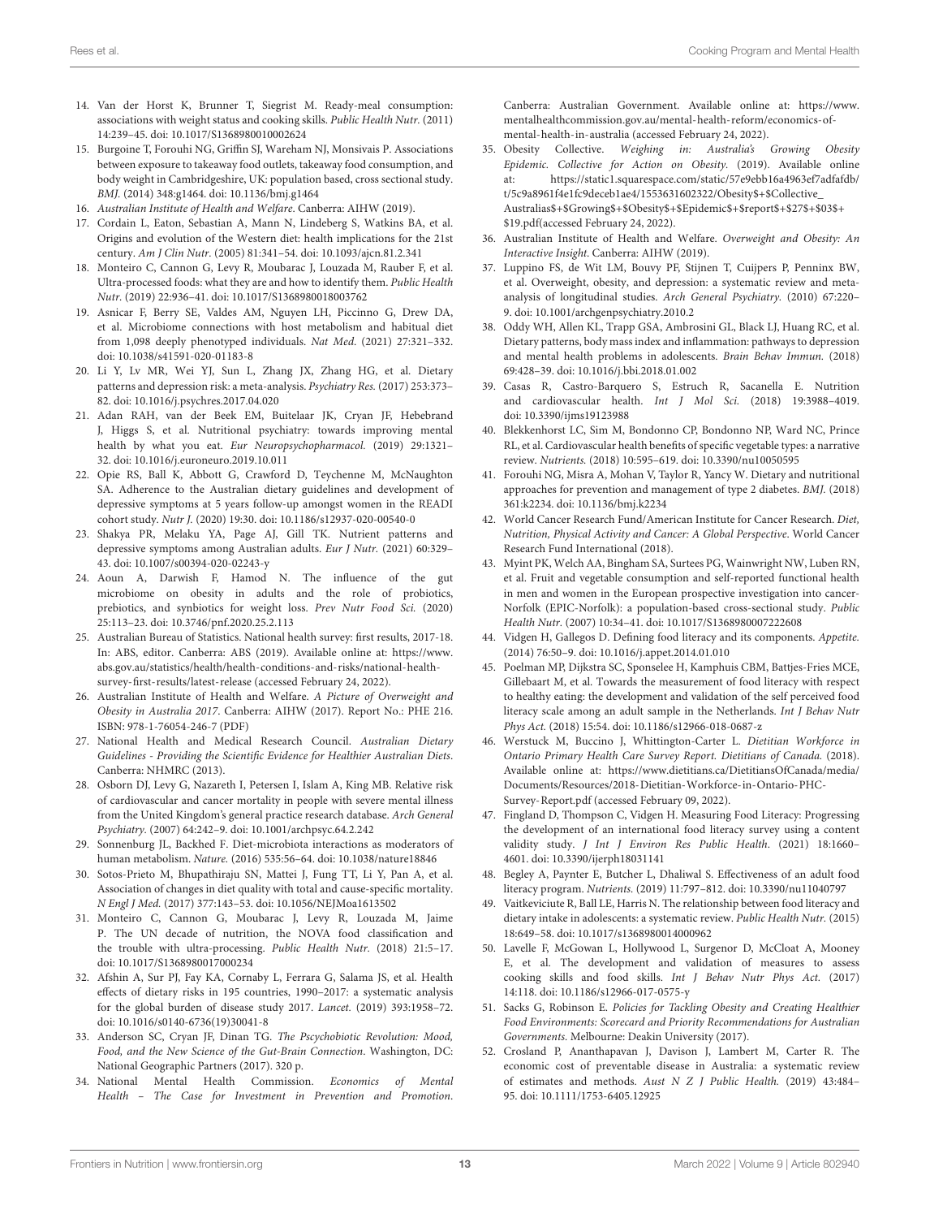14. Van der Horst K, Brunner T, Siegrist M. Ready-meal consumption: associations with weight status and cooking skills. *Public Health Nutr.* (2011) 14:239–45. doi: 10.1017/S1368980010002624
15. Burgoine T, Forouhi NG, Griffin SJ, Wareham NJ, Monsivais P. Associations between exposure to takeaway food outlets, takeaway food consumption, and body weight in Cambridgeshire, UK: population based, cross sectional study. *BMJ.* (2014) 348:g1464. doi: 10.1136/bmj.g1464
16. *Australian Institute of Health and Welfare*. Canberra: AIHW (2019).
17. Cordain L, Eaton, Sebastian A, Mann N, Lindeberg S, Watkins BA, et al. Origins and evolution of the Western diet: health implications for the 21st century. *Am J Clin Nutr.* (2005) 81:341–54. doi: 10.1093/ajcn.81.2.341
18. Monteiro C, Cannon G, Levy R, Moubarac J, Louzada M, Rauber F, et al. Ultra-processed foods: what they are and how to identify them. *Public Health Nutr.* (2019) 22:936–41. doi: 10.1017/S1368980018003762
19. Asnicar F, Berry SE, Valdes AM, Nguyen LH, Piccinno G, Drew DA, et al. Microbiome connections with host metabolism and habitual diet from 1,098 deeply phenotyped individuals. *Nat Med.* (2021) 27:321–332. doi: 10.1038/s41591-020-01183-8
20. Li Y, Lv MR, Wei YJ, Sun L, Zhang JX, Zhang HG, et al. Dietary patterns and depression risk: a meta-analysis. *Psychiatry Res.* (2017) 253:373–82. doi: 10.1016/j.psychres.2017.04.020
21. Adan RAH, van der Beek EM, Buitelaar JK, Cryan JF, Hebebrand J, Higgs S, et al. Nutritional psychiatry: towards improving mental health by what you eat. *Eur Neuropsychopharmacol.* (2019) 29:1321–32. doi: 10.1016/j.euroneuro.2019.10.011
22. Opie RS, Ball K, Abbott G, Crawford D, Teychenne M, McNaughton SA. Adherence to the Australian dietary guidelines and development of depressive symptoms at 5 years follow-up amongst women in the READI cohort study. *Nutr J.* (2020) 19:30. doi: 10.1186/s12937-020-00540-0
23. Shakya PR, Melaku YA, Page AJ, Gill TK. Nutrient patterns and depressive symptoms among Australian adults. *Eur J Nutr.* (2021) 60:329–43. doi: 10.1007/s00394-020-02243-y
24. Aoun A, Darwish F, Hamod N. The influence of the gut microbiome on obesity in adults and the role of probiotics, prebiotics, and synbiotics for weight loss. *Prev Nutr Food Sci.* (2020) 25:113–23. doi: 10.3746/pnf.2020.25.2.113
25. Australian Bureau of Statistics. National health survey: first results, 2017-18. In: ABS, editor. Canberra: ABS (2019). Available online at: https://www.abs.gov.au/statistics/health/health-conditions-and-risks/national-health-survey-first-results/latest-release (accessed February 24, 2022).
26. Australian Institute of Health and Welfare. *A Picture of Overweight and Obesity in Australia 2017*. Canberra: AIHW (2017). Report No.: PHE 216. ISBN: 978-1-76054-246-7 (PDF)
27. National Health and Medical Research Council. *Australian Dietary Guidelines - Providing the Scientific Evidence for Healthier Australian Diets*. Canberra: NHMRC (2013).
28. Osborn DJ, Levy G, Nazareth I, Petersen I, Islam A, King MB. Relative risk of cardiovascular and cancer mortality in people with severe mental illness from the United Kingdom's general practice research database. *Arch General Psychiatry.* (2007) 64:242–9. doi: 10.1001/archpsyc.64.2.242
29. Sonnenburg JL, Backhed F. Diet-microbiota interactions as moderators of human metabolism. *Nature.* (2016) 535:56–64. doi: 10.1038/nature18846
30. Sotos-Prieto M, Bhupathiraju SN, Mattei J, Fung TT, Li Y, Pan A, et al. Association of changes in diet quality with total and cause-specific mortality. *N Engl J Med.* (2017) 377:143–53. doi: 10.1056/NEJMoa1613502
31. Monteiro C, Cannon G, Moubarac J, Levy R, Louzada M, Jaime P. The UN decade of nutrition, the NOVA food classification and the trouble with ultra-processing. *Public Health Nutr.* (2018) 21:5–17. doi: 10.1017/S1368980017000234
32. Afshin A, Sur PJ, Fay KA, Cornaby L, Ferrara G, Salama JS, et al. Health effects of dietary risks in 195 countries, 1990–2017: a systematic analysis for the global burden of disease study 2017. *Lancet.* (2019) 393:1958–72. doi: 10.1016/s0140-6736(19)30041-8
33. Anderson SC, Cryan JF, Dinan TG. *The Pscychobiotic Revolution: Mood, Food, and the New Science of the Gut-Brain Connection*. Washington, DC: National Geographic Partners (2017). 320 p.
34. National Mental Health Commission. *Economics of Mental Health – The Case for Investment in Prevention and Promotion*. Canberra: Australian Government. Available online at: https://www.mentalhealthcommission.gov.au/mental-health-reform/economics-of-mental-health-in-australia (accessed February 24, 2022).
35. Obesity Collective. *Weighing in: Australia's Growing Obesity Epidemic. Collective for Action on Obesity*. (2019). Available online at: https://static1.squarespace.com/static/57e9ebb16a4963ef7adfafdb/t/5c9a8961f4e1fc9deceb1ae4/1553631602322/Obesity$+$Collective_Australias$+$Growing$+$Obesity$+$Epidemic$+$report$+$27$+$03$+$19.pdf(accessed February 24, 2022).
36. Australian Institute of Health and Welfare. *Overweight and Obesity: An Interactive Insight*. Canberra: AIHW (2019).
37. Luppino FS, de Wit LM, Bouvy PF, Stijnen T, Cuijpers P, Penninx BW, et al. Overweight, obesity, and depression: a systematic review and meta-analysis of longitudinal studies. *Arch General Psychiatry.* (2010) 67:220–9. doi: 10.1001/archgenpsychiatry.2010.2
38. Oddy WH, Allen KL, Trapp GSA, Ambrosini GL, Black LJ, Huang RC, et al. Dietary patterns, body mass index and inflammation: pathways to depression and mental health problems in adolescents. *Brain Behav Immun.* (2018) 69:428–39. doi: 10.1016/j.bbi.2018.01.002
39. Casas R, Castro-Barquero S, Estruch R, Sacanella E. Nutrition and cardiovascular health. *Int J Mol Sci.* (2018) 19:3988–4019. doi: 10.3390/ijms19123988
40. Blekkenhorst LC, Sim M, Bondonno CP, Bondonno NP, Ward NC, Prince RL, et al. Cardiovascular health benefits of specific vegetable types: a narrative review. *Nutrients.* (2018) 10:595–619. doi: 10.3390/nu10050595
41. Forouhi NG, Misra A, Mohan V, Taylor R, Yancy W. Dietary and nutritional approaches for prevention and management of type 2 diabetes. *BMJ.* (2018) 361:k2234. doi: 10.1136/bmj.k2234
42. World Cancer Research Fund/American Institute for Cancer Research. *Diet, Nutrition, Physical Activity and Cancer: A Global Perspective*. World Cancer Research Fund International (2018).
43. Myint PK, Welch AA, Bingham SA, Surtees PG, Wainwright NW, Luben RN, et al. Fruit and vegetable consumption and self-reported functional health in men and women in the European prospective investigation into cancer-Norfolk (EPIC-Norfolk): a population-based cross-sectional study. *Public Health Nutr.* (2007) 10:34–41. doi: 10.1017/S1368980007222608
44. Vidgen H, Gallegos D. Defining food literacy and its components. *Appetite.* (2014) 76:50–9. doi: 10.1016/j.appet.2014.01.010
45. Poelman MP, Dijkstra SC, Sponselee H, Kamphuis CBM, Battjes-Fries MCE, Gillebaart M, et al. Towards the measurement of food literacy with respect to healthy eating: the development and validation of the self perceived food literacy scale among an adult sample in the Netherlands. *Int J Behav Nutr Phys Act.* (2018) 15:54. doi: 10.1186/s12966-018-0687-z
46. Werstuck M, Buccino J, Whittington-Carter L. *Dietitian Workforce in Ontario Primary Health Care Survey Report. Dietitians of Canada.* (2018). Available online at: https://www.dietitians.ca/DietitiansOfCanada/media/Documents/Resources/2018-Dietitian-Workforce-in-Ontario-PHC-Survey-Report.pdf (accessed February 09, 2022).
47. Fingland D, Thompson C, Vidgen H. Measuring Food Literacy: Progressing the development of an international food literacy survey using a content validity study. *J Int J Environ Res Public Health.* (2021) 18:1660–4601. doi: 10.3390/ijerph18031141
48. Begley A, Paynter E, Butcher L, Dhaliwal S. Effectiveness of an adult food literacy program. *Nutrients.* (2019) 11:797–812. doi: 10.3390/nu11040797
49. Vaitkeviciute R, Ball LE, Harris N. The relationship between food literacy and dietary intake in adolescents: a systematic review. *Public Health Nutr.* (2015) 18:649–58. doi: 10.1017/s1368980014000962
50. Lavelle F, McGowan L, Hollywood L, Surgenor D, McCloat A, Mooney E, et al. The development and validation of measures to assess cooking skills and food skills. *Int J Behav Nutr Phys Act.* (2017) 14:118. doi: 10.1186/s12966-017-0575-y
51. Sacks G, Robinson E. *Policies for Tackling Obesity and Creating Healthier Food Environments: Scorecard and Priority Recommendations for Australian Governments.* Melbourne: Deakin University (2017).
52. Crosland P, Ananthapavan J, Davison J, Lambert M, Carter R. The economic cost of preventable disease in Australia: a systematic review of estimates and methods. *Aust N Z J Public Health.* (2019) 43:484–95. doi: 10.1111/1753-6405.12925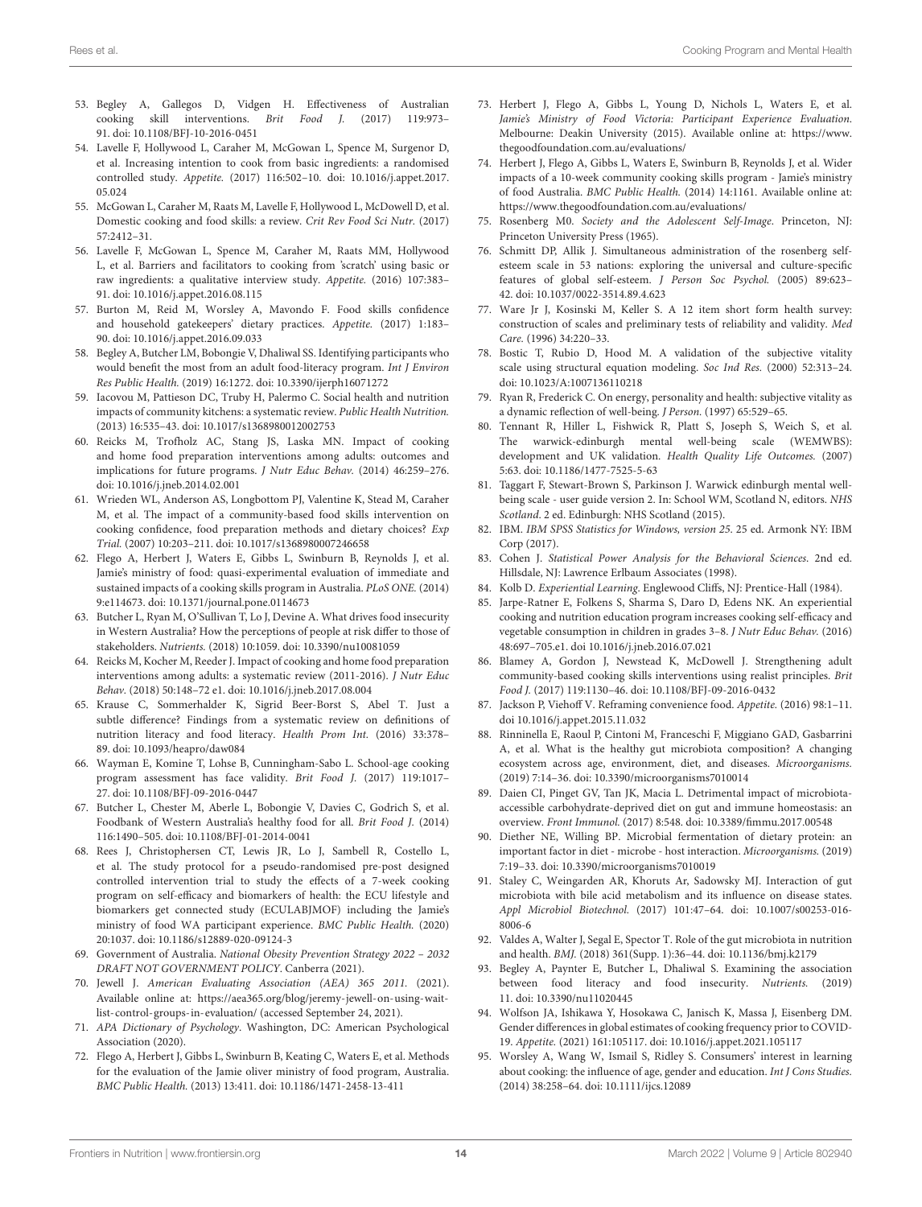53. Begley A, Gallegos D, Vidgen H. Effectiveness of Australian cooking skill interventions. *Brit Food J.* (2017) 119:973–91. doi: 10.1108/BFJ-10-2016-0451
54. Lavelle F, Hollywood L, Caraher M, McGowan L, Spence M, Surgenor D, et al. Increasing intention to cook from basic ingredients: a randomised controlled study. *Appetite.* (2017) 116:502–10. doi: 10.1016/j.appet.2017.05.024
55. McGowan L, Caraher M, Raats M, Lavelle F, Hollywood L, McDowell D, et al. Domestic cooking and food skills: a review. *Crit Rev Food Sci Nutr.* (2017) 57:2412–31.
56. Lavelle F, McGowan L, Spence M, Caraher M, Raats MM, Hollywood L, et al. Barriers and facilitators to cooking from 'scratch' using basic or raw ingredients: a qualitative interview study. *Appetite.* (2016) 107:383–91. doi: 10.1016/j.appet.2016.08.115
57. Burton M, Reid M, Worsley A, Mavondo F. Food skills confidence and household gatekeepers' dietary practices. *Appetite.* (2017) 1:183–90. doi: 10.1016/j.appet.2016.09.033
58. Begley A, Butcher LM, Bobongie V, Dhaliwal SS. Identifying participants who would benefit the most from an adult food-literacy program. *Int J Environ Res Public Health.* (2019) 16:1272. doi: 10.3390/ijerph16071272
59. Iacovou M, Pattieson DC, Truby H, Palermo C. Social health and nutrition impacts of community kitchens: a systematic review. *Public Health Nutrition.* (2013) 16:535–43. doi: 10.1017/s1368980012002753
60. Reicks M, Trofholz AC, Stang JS, Laska MN. Impact of cooking and home food preparation interventions among adults: outcomes and implications for future programs. *J Nutr Educ Behav.* (2014) 46:259–276. doi: 10.1016/j.jneb.2014.02.001
61. Wrieden WL, Anderson AS, Longbottom PJ, Valentine K, Stead M, Caraher M, et al. The impact of a community-based food skills intervention on cooking confidence, food preparation methods and dietary choices? *Exp Trial.* (2007) 10:203–211. doi: 10.1017/s1368980007246658
62. Flego A, Herbert J, Waters E, Gibbs L, Swinburn B, Reynolds J, et al. Jamie's ministry of food: quasi-experimental evaluation of immediate and sustained impacts of a cooking skills program in Australia. *PLoS ONE.* (2014) 9:e114673. doi: 10.1371/journal.pone.0114673
63. Butcher L, Ryan M, O'Sullivan T, Lo J, Devine A. What drives food insecurity in Western Australia? How the perceptions of people at risk differ to those of stakeholders. *Nutrients.* (2018) 10:1059. doi: 10.3390/nu10081059
64. Reicks M, Kocher M, Reeder J. Impact of cooking and home food preparation interventions among adults: a systematic review (2011-2016). *J Nutr Educ Behav.* (2018) 50:148–72 e1. doi: 10.1016/j.jneb.2017.08.004
65. Krause C, Sommerhalder K, Sigrid Beer-Borst S, Abel T. Just a subtle difference? Findings from a systematic review on definitions of nutrition literacy and food literacy. *Health Prom Int.* (2016) 33:378–89. doi: 10.1093/heapro/daw084
66. Wayman E, Komine T, Lohse B, Cunningham-Sabo L. School-age cooking program assessment has face validity. *Brit Food J.* (2017) 119:1017–27. doi: 10.1108/BFJ-09-2016-0447
67. Butcher L, Chester M, Aberle L, Bobongie V, Davies C, Godrich S, et al. Foodbank of Western Australia's healthy food for all. *Brit Food J.* (2014) 116:1490–505. doi: 10.1108/BFJ-01-2014-0041
68. Rees J, Christophersen CT, Lewis JR, Lo J, Sambell R, Costello L, et al. The study protocol for a pseudo-randomised pre-post designed controlled intervention trial to study the effects of a 7-week cooking program on self-efficacy and biomarkers of health: the ECU lifestyle and biomarkers get connected study (ECULABJMOF) including the Jamie's ministry of food WA participant experience. *BMC Public Health.* (2020) 20:1037. doi: 10.1186/s12889-020-09124-3
69. Government of Australia. *National Obesity Prevention Strategy 2022 – 2032 DRAFT NOT GOVERNMENT POLICY*. Canberra (2021).
70. Jewell J. *American Evaluating Association (AEA) 365 2011.* (2021). Available online at: https://aea365.org/blog/jeremy-jewell-on-using-wait-list-control-groups-in-evaluation/ (accessed September 24, 2021).
71. *APA Dictionary of Psychology*. Washington, DC: American Psychological Association (2020).
72. Flego A, Herbert J, Gibbs L, Swinburn B, Keating C, Waters E, et al. Methods for the evaluation of the Jamie oliver ministry of food program, Australia. *BMC Public Health.* (2013) 13:411. doi: 10.1186/1471-2458-13-411
73. Herbert J, Flego A, Gibbs L, Young D, Nichols L, Waters E, et al. *Jamie's Ministry of Food Victoria: Participant Experience Evaluation.* Melbourne: Deakin University (2015). Available online at: https://www.thegoodfoundation.com.au/evaluations/
74. Herbert J, Flego A, Gibbs L, Waters E, Swinburn B, Reynolds J, et al. Wider impacts of a 10-week community cooking skills program - Jamie's ministry of food Australia. *BMC Public Health.* (2014) 14:1161. Available online at: https://www.thegoodfoundation.com.au/evaluations/
75. Rosenberg M0. *Society and the Adolescent Self-Image*. Princeton, NJ: Princeton University Press (1965).
76. Schmitt DP, Allik J. Simultaneous administration of the rosenberg self-esteem scale in 53 nations: exploring the universal and culture-specific features of global self-esteem. *J Person Soc Psychol.* (2005) 89:623–42. doi: 10.1037/0022-3514.89.4.623
77. Ware Jr J, Kosinski M, Keller S. A 12 item short form health survey: construction of scales and preliminary tests of reliability and validity. *Med Care.* (1996) 34:220–33.
78. Bostic T, Rubio D, Hood M. A validation of the subjective vitality scale using structural equation modeling. *Soc Ind Res.* (2000) 52:313–24. doi: 10.1023/A:1007136110218
79. Ryan R, Frederick C. On energy, personality and health: subjective vitality as a dynamic reflection of well-being. *J Person.* (1997) 65:529–65.
80. Tennant R, Hiller L, Fishwick R, Platt S, Joseph S, Weich S, et al. The warwick-edinburgh mental well-being scale (WEMWBS): development and UK validation. *Health Quality Life Outcomes.* (2007) 5:63. doi: 10.1186/1477-7525-5-63
81. Taggart F, Stewart-Brown S, Parkinson J. Warwick edinburgh mental well-being scale - user guide version 2. In: School WM, Scotland N, editors. *NHS Scotland*. 2 ed. Edinburgh: NHS Scotland (2015).
82. IBM. *IBM SPSS Statistics for Windows, version 25*. 25 ed. Armonk NY: IBM Corp (2017).
83. Cohen J. *Statistical Power Analysis for the Behavioral Sciences*. 2nd ed. Hillsdale, NJ: Lawrence Erlbaum Associates (1998).
84. Kolb D. *Experiential Learning*. Englewood Cliffs, NJ: Prentice-Hall (1984).
85. Jarpe-Ratner E, Folkens S, Sharma S, Daro D, Edens NK. An experiential cooking and nutrition education program increases cooking self-efficacy and vegetable consumption in children in grades 3–8. *J Nutr Educ Behav.* (2016) 48:697–705.e1. doi 10.1016/j.jneb.2016.07.021
86. Blamey A, Gordon J, Newstead K, McDowell J. Strengthening adult community-based cooking skills interventions using realist principles. *Brit Food J.* (2017) 119:1130–46. doi: 10.1108/BFJ-09-2016-0432
87. Jackson P, Viehoff V. Reframing convenience food. *Appetite.* (2016) 98:1–11. doi 10.1016/j.appet.2015.11.032
88. Rinninella E, Raoul P, Cintoni M, Franceschi F, Miggiano GAD, Gasbarrini A, et al. What is the healthy gut microbiota composition? A changing ecosystem across age, environment, diet, and diseases. *Microorganisms.* (2019) 7:14–36. doi: 10.3390/microorganisms7010014
89. Daien CI, Pinget GV, Tan JK, Macia L. Detrimental impact of microbiota-accessible carbohydrate-deprived diet on gut and immune homeostasis: an overview. *Front Immunol.* (2017) 8:548. doi: 10.3389/fimmu.2017.00548
90. Diether NE, Willing BP. Microbial fermentation of dietary protein: an important factor in diet - microbe - host interaction. *Microorganisms.* (2019) 7:19–33. doi: 10.3390/microorganisms7010019
91. Staley C, Weingarden AR, Khoruts Ar, Sadowsky MJ. Interaction of gut microbiota with bile acid metabolism and its influence on disease states. *Appl Microbiol Biotechnol.* (2017) 101:47–64. doi: 10.1007/s00253-016-8006-6
92. Valdes A, Walter J, Segal E, Spector T. Role of the gut microbiota in nutrition and health. *BMJ.* (2018) 361(Supp. 1):36–44. doi: 10.1136/bmj.k2179
93. Begley A, Paynter E, Butcher L, Dhaliwal S. Examining the association between food literacy and food insecurity. *Nutrients.* (2019) 11. doi: 10.3390/nu11020445
94. Wolfson JA, Ishikawa Y, Hosokawa C, Janisch K, Massa J, Eisenberg DM. Gender differences in global estimates of cooking frequency prior to COVID-19. *Appetite.* (2021) 161:105117. doi: 10.1016/j.appet.2021.105117
95. Worsley A, Wang W, Ismail S, Ridley S. Consumers' interest in learning about cooking: the influence of age, gender and education. *Int J Cons Studies.* (2014) 38:258–64. doi: 10.1111/ijcs.12089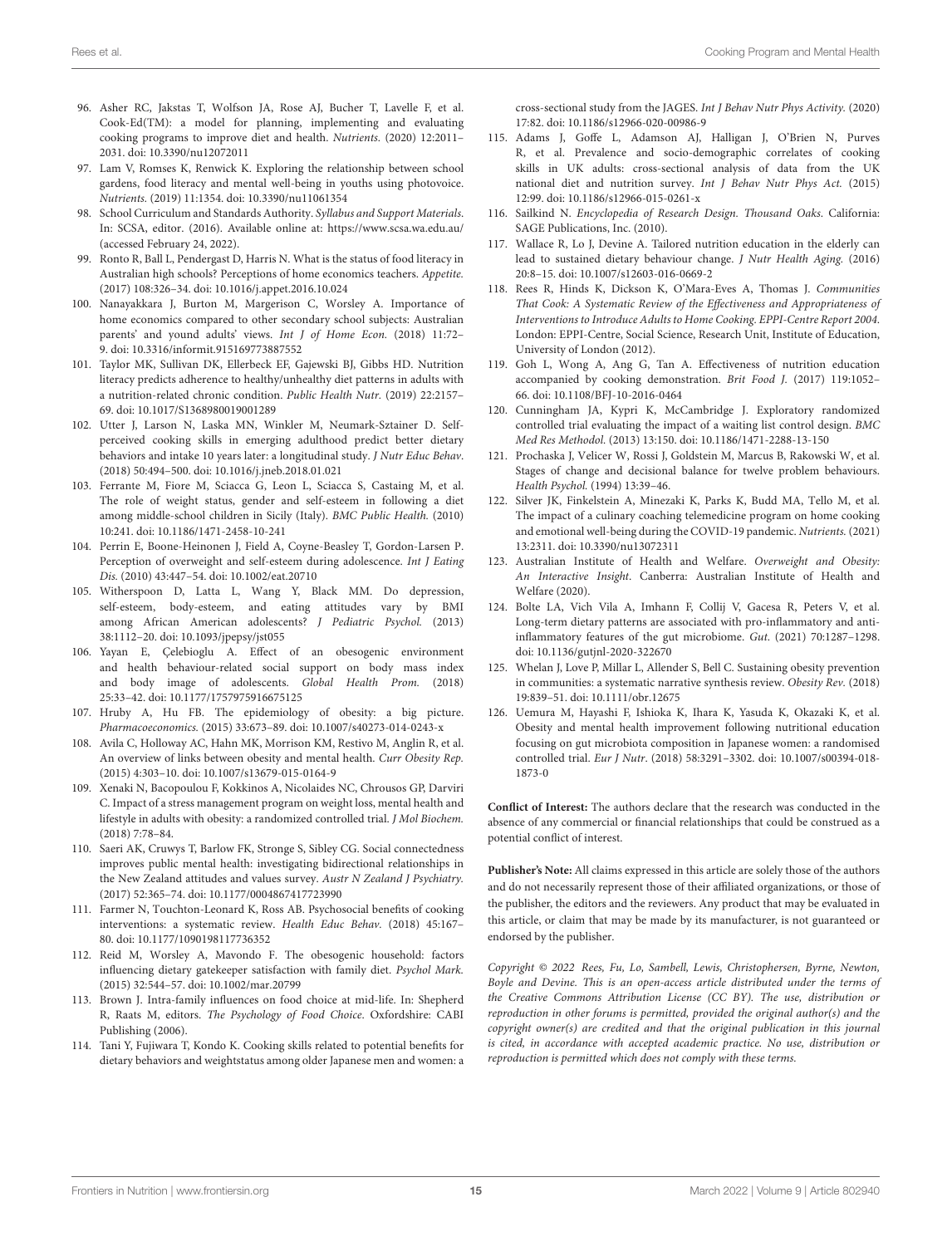96. Asher RC, Jakstas T, Wolfson JA, Rose AJ, Bucher T, Lavelle F, et al. Cook-Ed(TM): a model for planning, implementing and evaluating cooking programs to improve diet and health. *Nutrients.* (2020) 12:2011–2031. doi: 10.3390/nu12072011
97. Lam V, Romses K, Renwick K. Exploring the relationship between school gardens, food literacy and mental well-being in youths using photovoice. *Nutrients.* (2019) 11:1354. doi: 10.3390/nu11061354
98. School Curriculum and Standards Authority. *Syllabus and Support Materials.* In: SCSA, editor. (2016). Available online at: https://www.scsa.wa.edu.au/ (accessed February 24, 2022).
99. Ronto R, Ball L, Pendergast D, Harris N. What is the status of food literacy in Australian high schools? Perceptions of home economics teachers. *Appetite.* (2017) 108:326–34. doi: 10.1016/j.appet.2016.10.024
100. Nanayakkara J, Burton M, Margerison C, Worsley A. Importance of home economics compared to other secondary school subjects: Australian parents' and yound adults' views. *Int J of Home Econ.* (2018) 11:72–9. doi: 10.3316/informit.915169773887552
101. Taylor MK, Sullivan DK, Ellerbeck EF, Gajewski BJ, Gibbs HD. Nutrition literacy predicts adherence to healthy/unhealthy diet patterns in adults with a nutrition-related chronic condition. *Public Health Nutr.* (2019) 22:2157–69. doi: 10.1017/S1368980019001289
102. Utter J, Larson N, Laska MN, Winkler M, Neumark-Sztainer D. Self-perceived cooking skills in emerging adulthood predict better dietary behaviors and intake 10 years later: a longitudinal study. *J Nutr Educ Behav.* (2018) 50:494–500. doi: 10.1016/j.jneb.2018.01.021
103. Ferrante M, Fiore M, Sciacca G, Leon L, Sciacca S, Castaing M, et al. The role of weight status, gender and self-esteem in following a diet among middle-school children in Sicily (Italy). *BMC Public Health.* (2010) 10:241. doi: 10.1186/1471-2458-10-241
104. Perrin E, Boone-Heinonen J, Field A, Coyne-Beasley T, Gordon-Larsen P. Perception of overweight and self-esteem during adolescence. *Int J Eating Dis.* (2010) 43:447–54. doi: 10.1002/eat.20710
105. Witherspoon D, Latta L, Wang Y, Black MM. Do depression, self-esteem, body-esteem, and eating attitudes vary by BMI among African American adolescents? *J Pediatric Psychol.* (2013) 38:1112–20. doi: 10.1093/jpepsy/jst055
106. Yayan E, Çelebioglu A. Effect of an obesogenic environment and health behaviour-related social support on body mass index and body image of adolescents. *Global Health Prom.* (2018) 25:33–42. doi: 10.1177/1757975916675125
107. Hruby A, Hu FB. The epidemiology of obesity: a big picture. *Pharmacoeconomics.* (2015) 33:673–89. doi: 10.1007/s40273-014-0243-x
108. Avila C, Holloway AC, Hahn MK, Morrison KM, Restivo M, Anglin R, et al. An overview of links between obesity and mental health. *Curr Obesity Rep.* (2015) 4:303–10. doi: 10.1007/s13679-015-0164-9
109. Xenaki N, Bacopoulou F, Kokkinos A, Nicolaides NC, Chrousos GP, Darviri C. Impact of a stress management program on weight loss, mental health and lifestyle in adults with obesity: a randomized controlled trial. *J Mol Biochem.* (2018) 7:78–84.
110. Saeri AK, Cruwys T, Barlow FK, Stronge S, Sibley CG. Social connectedness improves public mental health: investigating bidirectional relationships in the New Zealand attitudes and values survey. *Austr N Zealand J Psychiatry.* (2017) 52:365–74. doi: 10.1177/0004867417723990
111. Farmer N, Touchton-Leonard K, Ross AB. Psychosocial benefits of cooking interventions: a systematic review. *Health Educ Behav.* (2018) 45:167–80. doi: 10.1177/1090198117736352
112. Reid M, Worsley A, Mavondo F. The obesogenic household: factors influencing dietary gatekeeper satisfaction with family diet. *Psychol Mark.* (2015) 32:544–57. doi: 10.1002/mar.20799
113. Brown J. Intra-family influences on food choice at mid-life. In: Shepherd R, Raats M, editors. *The Psychology of Food Choice*. Oxfordshire: CABI Publishing (2006).
114. Tani Y, Fujiwara T, Kondo K. Cooking skills related to potential benefits for dietary behaviors and weightstatus among older Japanese men and women: a cross-sectional study from the JAGES. *Int J Behav Nutr Phys Activity.* (2020) 17:82. doi: 10.1186/s12966-020-00986-9
115. Adams J, Goffe L, Adamson AJ, Halligan J, O'Brien N, Purves R, et al. Prevalence and socio-demographic correlates of cooking skills in UK adults: cross-sectional analysis of data from the UK national diet and nutrition survey. *Int J Behav Nutr Phys Act.* (2015) 12:99. doi: 10.1186/s12966-015-0261-x
116. Sailkind N. *Encyclopedia of Research Design. Thousand Oaks*. California: SAGE Publications, Inc. (2010).
117. Wallace R, Lo J, Devine A. Tailored nutrition education in the elderly can lead to sustained dietary behaviour change. *J Nutr Health Aging.* (2016) 20:8–15. doi: 10.1007/s12603-016-0669-2
118. Rees R, Hinds K, Dickson K, O'Mara-Eves A, Thomas J. *Communities That Cook: A Systematic Review of the Effectiveness and Appropriateness of Interventions to Introduce Adults to Home Cooking. EPPI-Centre Report 2004.* London: EPPI-Centre, Social Science, Research Unit, Institute of Education, University of London (2012).
119. Goh L, Wong A, Ang G, Tan A. Effectiveness of nutrition education accompanied by cooking demonstration. *Brit Food J.* (2017) 119:1052–66. doi: 10.1108/BFJ-10-2016-0464
120. Cunningham JA, Kypri K, McCambridge J. Exploratory randomized controlled trial evaluating the impact of a waiting list control design. *BMC Med Res Methodol.* (2013) 13:150. doi: 10.1186/1471-2288-13-150
121. Prochaska J, Velicer W, Rossi J, Goldstein M, Marcus B, Rakowski W, et al. Stages of change and decisional balance for twelve problem behaviours. *Health Psychol.* (1994) 13:39–46.
122. Silver JK, Finkelstein A, Minezaki K, Parks K, Budd MA, Tello M, et al. The impact of a culinary coaching telemedicine program on home cooking and emotional well-being during the COVID-19 pandemic. *Nutrients.* (2021) 13:2311. doi: 10.3390/nu13072311
123. Australian Institute of Health and Welfare. *Overweight and Obesity: An Interactive Insight*. Canberra: Australian Institute of Health and Welfare (2020).
124. Bolte LA, Vich Vila A, Imhann F, Collij V, Gacesa R, Peters V, et al. Long-term dietary patterns are associated with pro-inflammatory and anti-inflammatory features of the gut microbiome. *Gut.* (2021) 70:1287–1298. doi: 10.1136/gutjnl-2020-322670
125. Whelan J, Love P, Millar L, Allender S, Bell C. Sustaining obesity prevention in communities: a systematic narrative synthesis review. *Obesity Rev.* (2018) 19:839–51. doi: 10.1111/obr.12675
126. Uemura M, Hayashi F, Ishioka K, Ihara K, Yasuda K, Okazaki K, et al. Obesity and mental health improvement following nutritional education focusing on gut microbiota composition in Japanese women: a randomised controlled trial. *Eur J Nutr.* (2018) 58:3291–3302. doi: 10.1007/s00394-018-1873-0

**Conflict of Interest:** The authors declare that the research was conducted in the absence of any commercial or financial relationships that could be construed as a potential conflict of interest.

**Publisher's Note:** All claims expressed in this article are solely those of the authors and do not necessarily represent those of their affiliated organizations, or those of the publisher, the editors and the reviewers. Any product that may be evaluated in this article, or claim that may be made by its manufacturer, is not guaranteed or endorsed by the publisher.

*Copyright © 2022 Rees, Fu, Lo, Sambell, Lewis, Christophersen, Byrne, Newton, Boyle and Devine. This is an open-access article distributed under the terms of the Creative Commons Attribution License (CC BY). The use, distribution or reproduction in other forums is permitted, provided the original author(s) and the copyright owner(s) are credited and that the original publication in this journal is cited, in accordance with accepted academic practice. No use, distribution or reproduction is permitted which does not comply with these terms.*